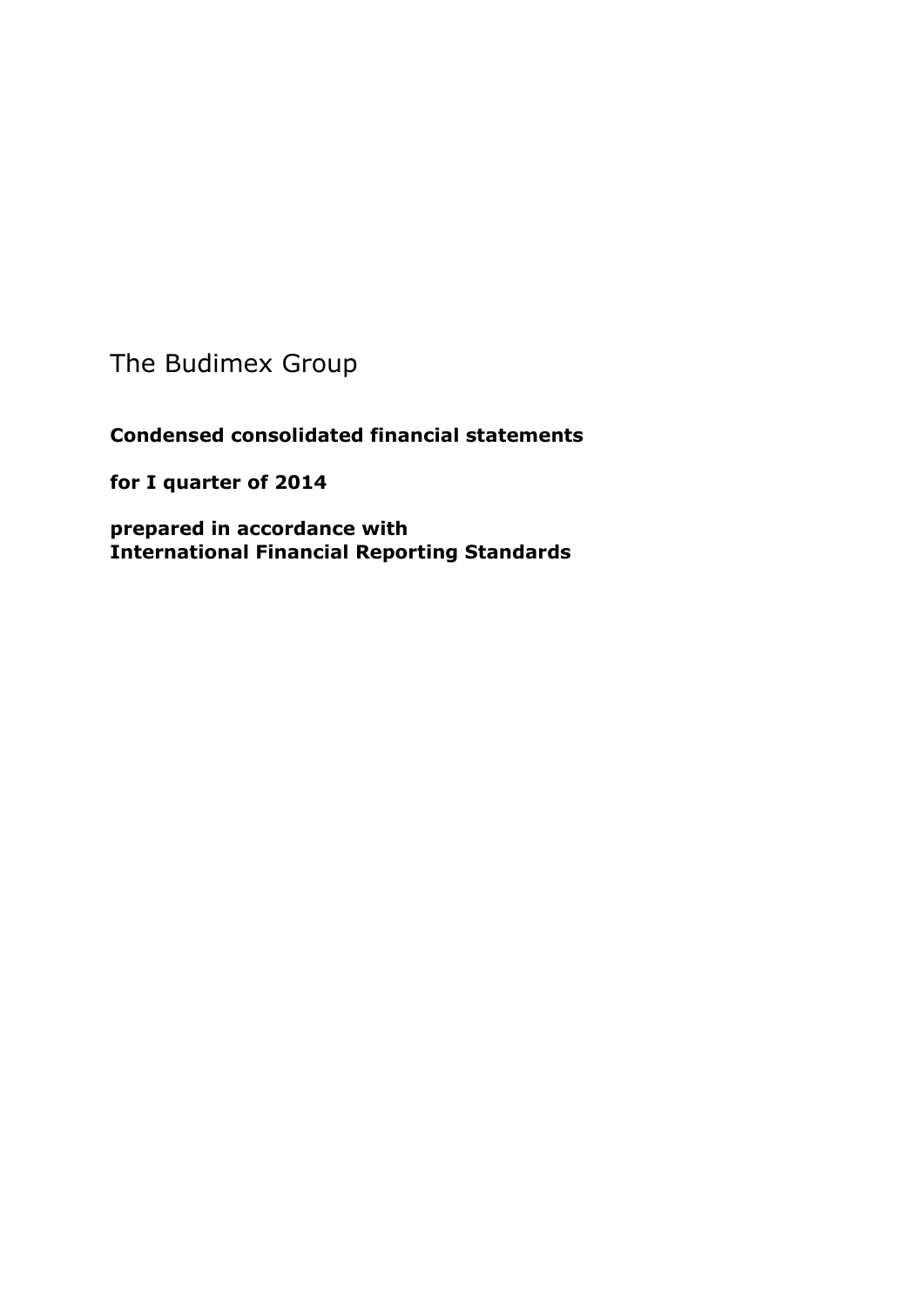# The Budimex Group

**Condensed consolidated financial statements**

**for I quarter of 2014**

**prepared in accordance with**
**International Financial Reporting Standards**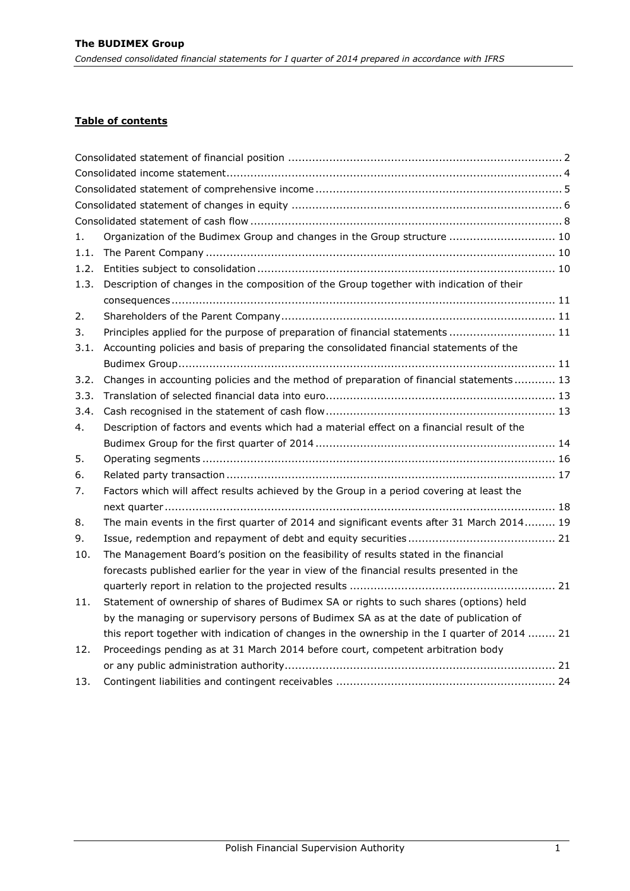**Table of contents**

| | | |
|---|---|---|
| Consolidated statement of financial position | | 2 |
| Consolidated income statement | | 4 |
| Consolidated statement of comprehensive income | | 5 |
| Consolidated statement of changes in equity | | 6 |
| Consolidated statement of cash flow | | 8 |
| 1. | Organization of the Budimex Group and changes in the Group structure | 10 |
| 1.1. | The Parent Company | 10 |
| 1.2. | Entities subject to consolidation | 10 |
| 1.3. | Description of changes in the composition of the Group together with indication of their consequences | 11 |
| 2. | Shareholders of the Parent Company | 11 |
| 3. | Principles applied for the purpose of preparation of financial statements | 11 |
| 3.1. | Accounting policies and basis of preparing the consolidated financial statements of the Budimex Group | 11 |
| 3.2. | Changes in accounting policies and the method of preparation of financial statements | 13 |
| 3.3. | Translation of selected financial data into euro | 13 |
| 3.4. | Cash recognised in the statement of cash flow | 13 |
| 4. | Description of factors and events which had a material effect on a financial result of the Budimex Group for the first quarter of 2014 | 14 |
| 5. | Operating segments | 16 |
| 6. | Related party transaction | 17 |
| 7. | Factors which will affect results achieved by the Group in a period covering at least the next quarter | 18 |
| 8. | The main events in the first quarter of 2014 and significant events after 31 March 2014 | 19 |
| 9. | Issue, redemption and repayment of debt and equity securities | 21 |
| 10. | The Management Board's position on the feasibility of results stated in the financial forecasts published earlier for the year in view of the financial results presented in the quarterly report in relation to the projected results | 21 |
| 11. | Statement of ownership of shares of Budimex SA or rights to such shares (options) held by the managing or supervisory persons of Budimex SA as at the date of publication of this report together with indication of changes in the ownership in the I quarter of 2014 | 21 |
| 12. | Proceedings pending as at 31 March 2014 before court, competent arbitration body or any public administration authority | 21 |
| 13. | Contingent liabilities and contingent receivables | 24 |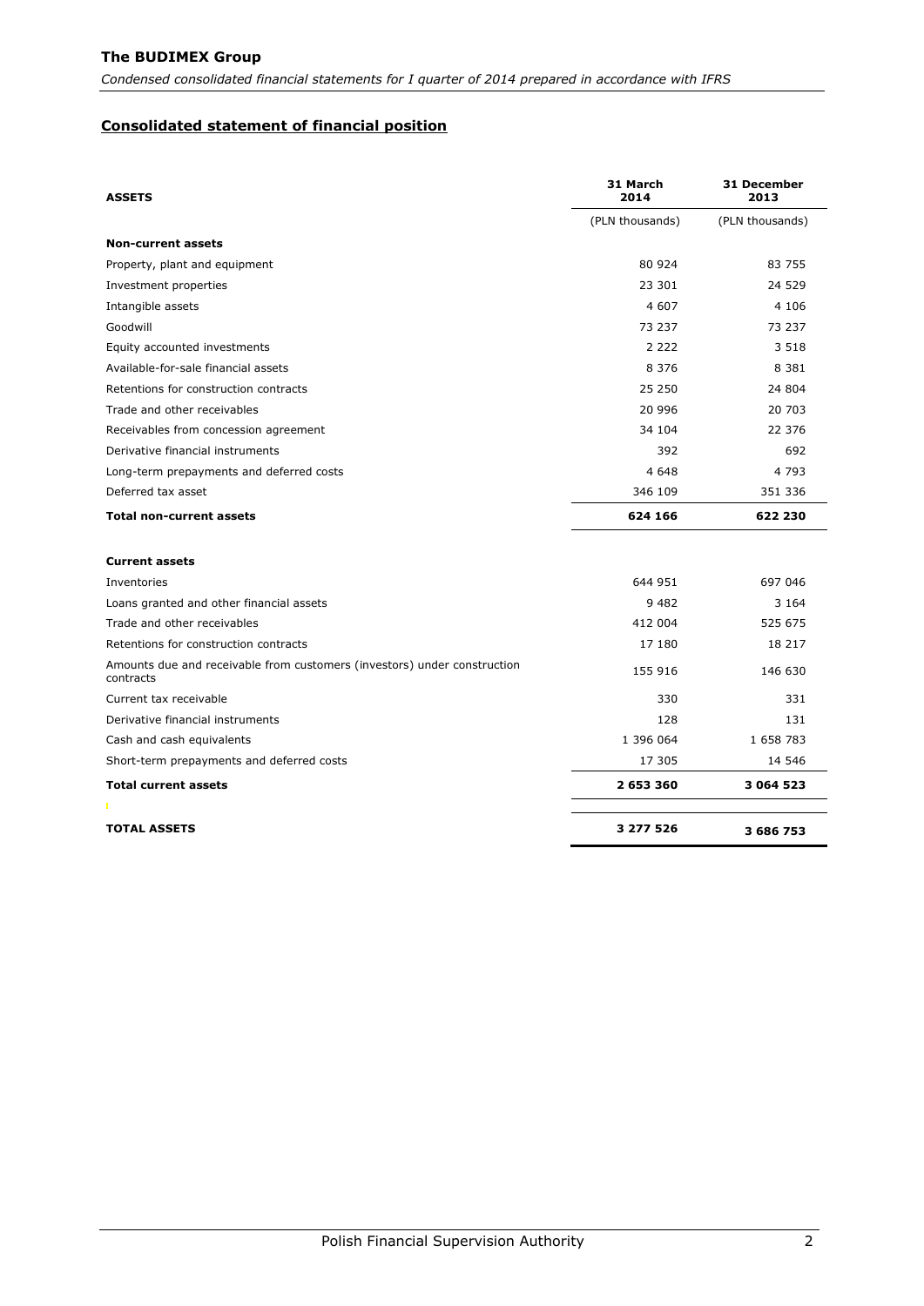## Consolidated statement of financial position

| ASSETS | 31 March 2014 | 31 December 2013 |
|---|---|---|
| | (PLN thousands) | (PLN thousands) |
| **Non-current assets** | | |
| Property, plant and equipment | 80 924 | 83 755 |
| Investment properties | 23 301 | 24 529 |
| Intangible assets | 4 607 | 4 106 |
| Goodwill | 73 237 | 73 237 |
| Equity accounted investments | 2 222 | 3 518 |
| Available-for-sale financial assets | 8 376 | 8 381 |
| Retentions for construction contracts | 25 250 | 24 804 |
| Trade and other receivables | 20 996 | 20 703 |
| Receivables from concession agreement | 34 104 | 22 376 |
| Derivative financial instruments | 392 | 692 |
| Long-term prepayments and deferred costs | 4 648 | 4 793 |
| Deferred tax asset | 346 109 | 351 336 |
| **Total non-current assets** | **624 166** | **622 230** |
| **Current assets** | | |
| Inventories | 644 951 | 697 046 |
| Loans granted and other financial assets | 9 482 | 3 164 |
| Trade and other receivables | 412 004 | 525 675 |
| Retentions for construction contracts | 17 180 | 18 217 |
| Amounts due and receivable from customers (investors) under construction contracts | 155 916 | 146 630 |
| Current tax receivable | 330 | 331 |
| Derivative financial instruments | 128 | 131 |
| Cash and cash equivalents | 1 396 064 | 1 658 783 |
| Short-term prepayments and deferred costs | 17 305 | 14 546 |
| **Total current assets** | **2 653 360** | **3 064 523** |
| **TOTAL ASSETS** | **3 277 526** | **3 686 753** |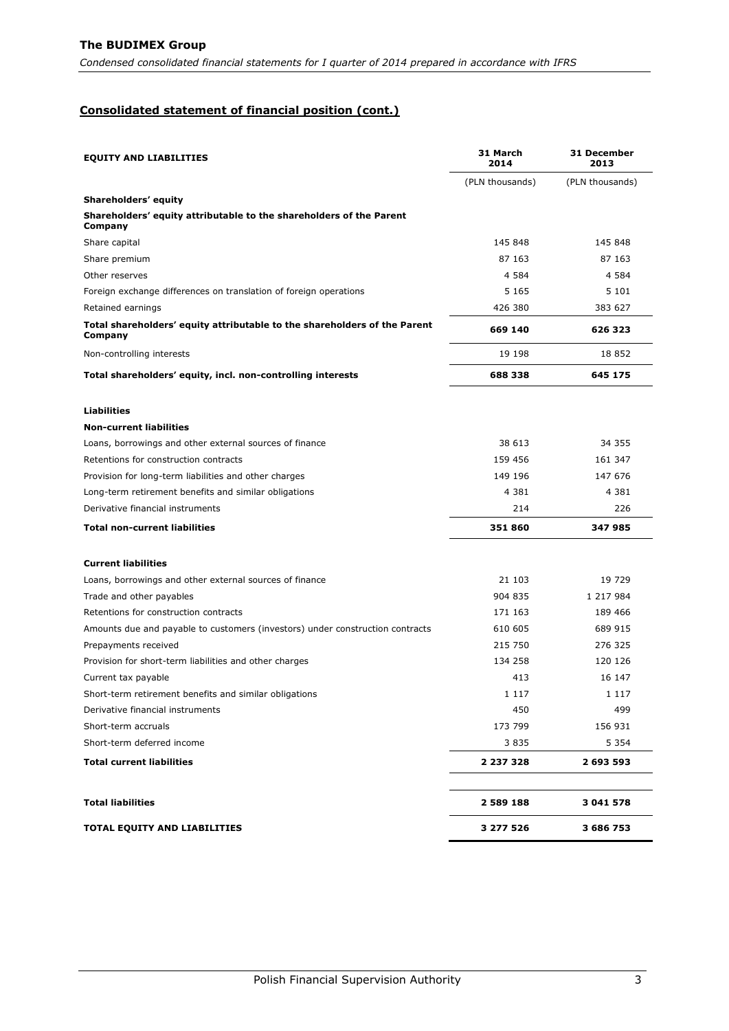## Consolidated statement of financial position (cont.)

| EQUITY AND LIABILITIES | 31 March 2014 | 31 December 2013 |
|---|---|---|
| | (PLN thousands) | (PLN thousands) |
| **Shareholders' equity** | | |
| **Shareholders' equity attributable to the shareholders of the Parent Company** | | |
| Share capital | 145 848 | 145 848 |
| Share premium | 87 163 | 87 163 |
| Other reserves | 4 584 | 4 584 |
| Foreign exchange differences on translation of foreign operations | 5 165 | 5 101 |
| Retained earnings | 426 380 | 383 627 |
| **Total shareholders' equity attributable to the shareholders of the Parent Company** | **669 140** | **626 323** |
| Non-controlling interests | 19 198 | 18 852 |
| **Total shareholders' equity, incl. non-controlling interests** | **688 338** | **645 175** |
| | | |
| **Liabilities** | | |
| **Non-current liabilities** | | |
| Loans, borrowings and other external sources of finance | 38 613 | 34 355 |
| Retentions for construction contracts | 159 456 | 161 347 |
| Provision for long-term liabilities and other charges | 149 196 | 147 676 |
| Long-term retirement benefits and similar obligations | 4 381 | 4 381 |
| Derivative financial instruments | 214 | 226 |
| **Total non-current liabilities** | **351 860** | **347 985** |
| | | |
| **Current liabilities** | | |
| Loans, borrowings and other external sources of finance | 21 103 | 19 729 |
| Trade and other payables | 904 835 | 1 217 984 |
| Retentions for construction contracts | 171 163 | 189 466 |
| Amounts due and payable to customers (investors) under construction contracts | 610 605 | 689 915 |
| Prepayments received | 215 750 | 276 325 |
| Provision for short-term liabilities and other charges | 134 258 | 120 126 |
| Current tax payable | 413 | 16 147 |
| Short-term retirement benefits and similar obligations | 1 117 | 1 117 |
| Derivative financial instruments | 450 | 499 |
| Short-term accruals | 173 799 | 156 931 |
| Short-term deferred income | 3 835 | 5 354 |
| **Total current liabilities** | **2 237 328** | **2 693 593** |
| | | |
| **Total liabilities** | **2 589 188** | **3 041 578** |
| **TOTAL EQUITY AND LIABILITIES** | **3 277 526** | **3 686 753** |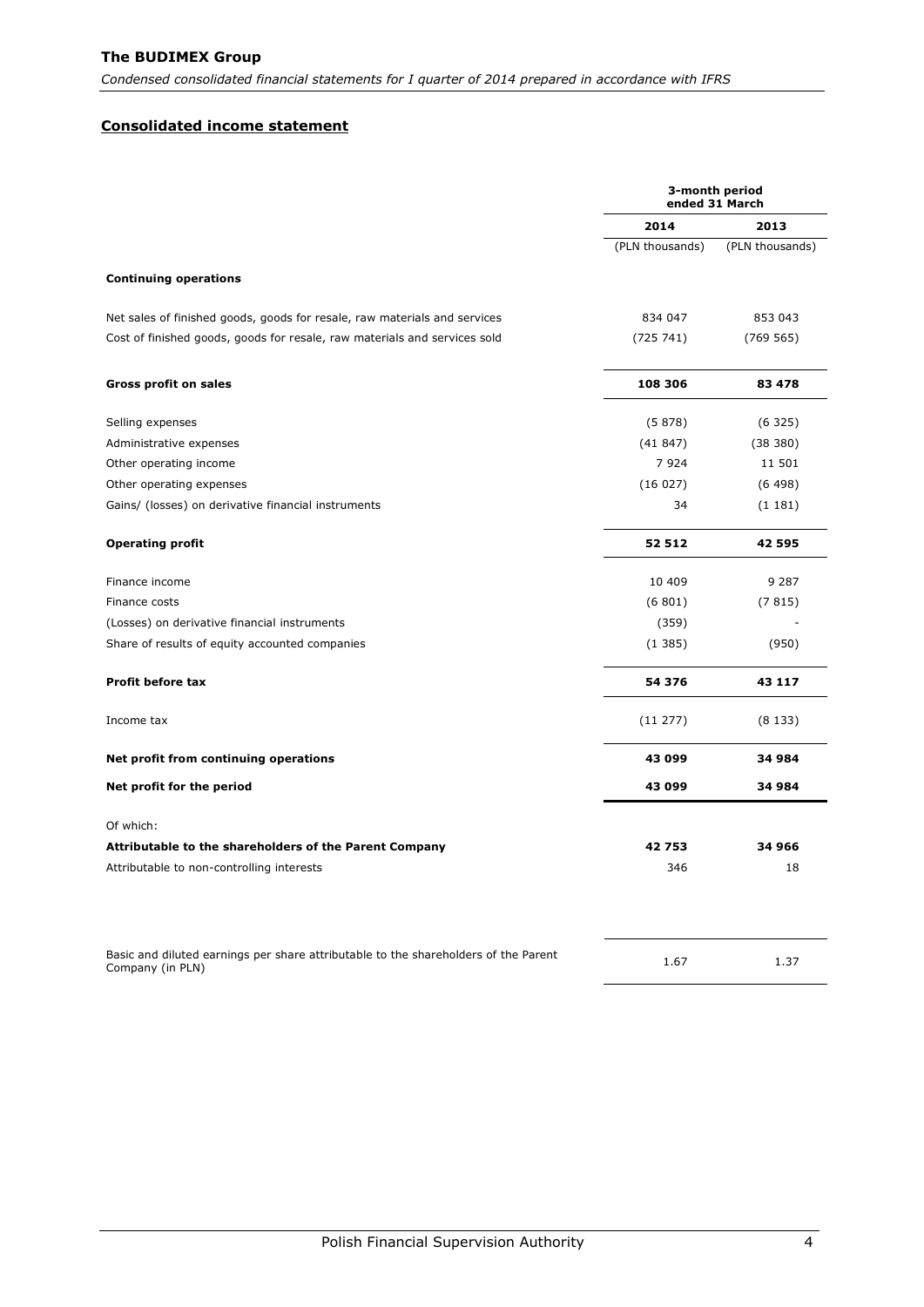## Consolidated income statement

| | 3-month period ended 31 March | |
|---|---|---|
| | **2014** | **2013** |
| | (PLN thousands) | (PLN thousands) |
| **Continuing operations** | | |
| Net sales of finished goods, goods for resale, raw materials and services | 834 047 | 853 043 |
| Cost of finished goods, goods for resale, raw materials and services sold | (725 741) | (769 565) |
| **Gross profit on sales** | **108 306** | **83 478** |
| Selling expenses | (5 878) | (6 325) |
| Administrative expenses | (41 847) | (38 380) |
| Other operating income | 7 924 | 11 501 |
| Other operating expenses | (16 027) | (6 498) |
| Gains/ (losses) on derivative financial instruments | 34 | (1 181) |
| **Operating profit** | **52 512** | **42 595** |
| Finance income | 10 409 | 9 287 |
| Finance costs | (6 801) | (7 815) |
| (Losses) on derivative financial instruments | (359) | - |
| Share of results of equity accounted companies | (1 385) | (950) |
| **Profit before tax** | **54 376** | **43 117** |
| Income tax | (11 277) | (8 133) |
| **Net profit from continuing operations** | **43 099** | **34 984** |
| **Net profit for the period** | **43 099** | **34 984** |
| Of which: | | |
| **Attributable to the shareholders of the Parent Company** | **42 753** | **34 966** |
| Attributable to non-controlling interests | 346 | 18 |
| Basic and diluted earnings per share attributable to the shareholders of the Parent Company (in PLN) | 1.67 | 1.37 |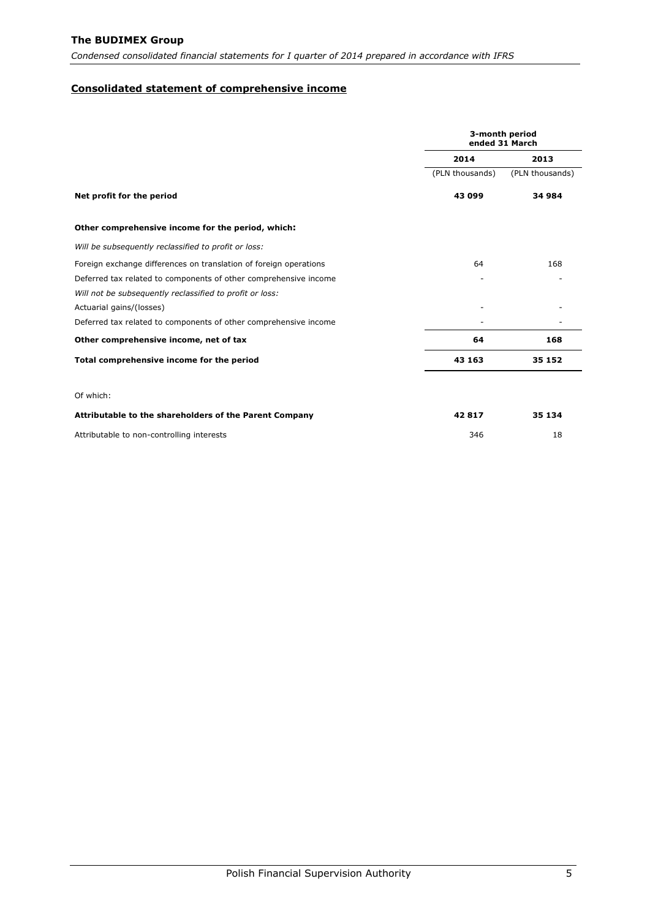## Consolidated statement of comprehensive income

| | 3-month period ended 31 March | |
|---|---|---|
| | **2014** | **2013** |
| | (PLN thousands) | (PLN thousands) |
| **Net profit for the period** | **43 099** | **34 984** |
| **Other comprehensive income for the period, which:** | | |
| *Will be subsequently reclassified to profit or loss:* | | |
| Foreign exchange differences on translation of foreign operations | 64 | 168 |
| Deferred tax related to components of other comprehensive income | - | - |
| *Will not be subsequently reclassified to profit or loss:* | | |
| Actuarial gains/(losses) | - | - |
| Deferred tax related to components of other comprehensive income | - | - |
| **Other comprehensive income, net of tax** | **64** | **168** |
| **Total comprehensive income for the period** | **43 163** | **35 152** |
| Of which: | | |
| **Attributable to the shareholders of the Parent Company** | **42 817** | **35 134** |
| Attributable to non-controlling interests | 346 | 18 |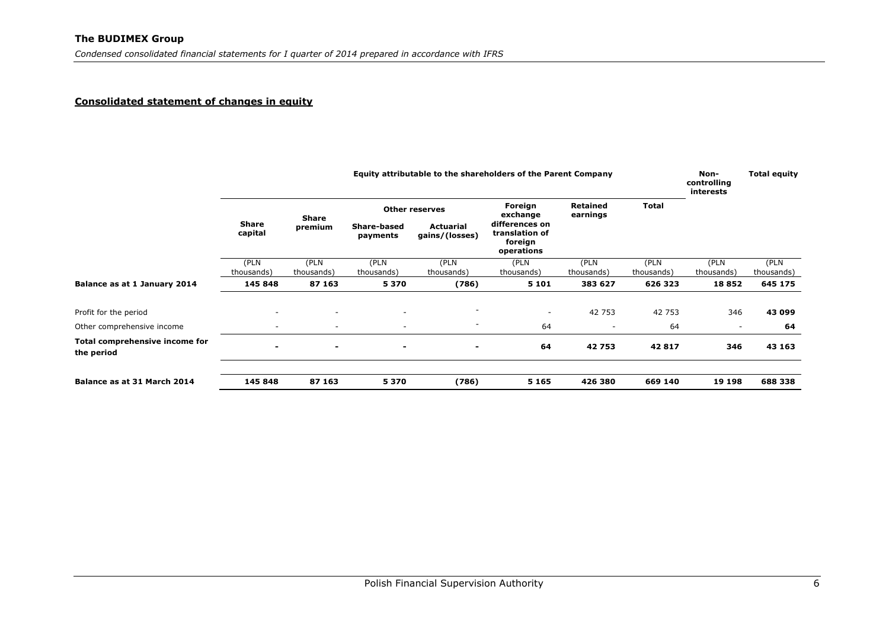## Consolidated statement of changes in equity

| | Equity attributable to the shareholders of the Parent Company | | | | | | | Non-controlling interests | Total equity |
|---|---|---|---|---|---|---|---|---|---|
| | Share capital | Share premium | Other reserves | | Foreign exchange differences on translation of foreign operations | Retained earnings | Total | | |
| | | | Share-based payments | Actuarial gains/(losses) | | | | | |
| | (PLN thousands) | (PLN thousands) | (PLN thousands) | (PLN thousands) | (PLN thousands) | (PLN thousands) | (PLN thousands) | (PLN thousands) | (PLN thousands) |
| **Balance as at 1 January 2014** | **145 848** | **87 163** | **5 370** | **(786)** | **5 101** | **383 627** | **626 323** | **18 852** | **645 175** |
| Profit for the period | - | - | - | - | - | 42 753 | 42 753 | 346 | **43 099** |
| Other comprehensive income | - | - | - | - | 64 | - | 64 | - | **64** |
| **Total comprehensive income for the period** | **-** | **-** | **-** | **-** | **64** | **42 753** | **42 817** | **346** | **43 163** |
| **Balance as at 31 March 2014** | **145 848** | **87 163** | **5 370** | **(786)** | **5 165** | **426 380** | **669 140** | **19 198** | **688 338** |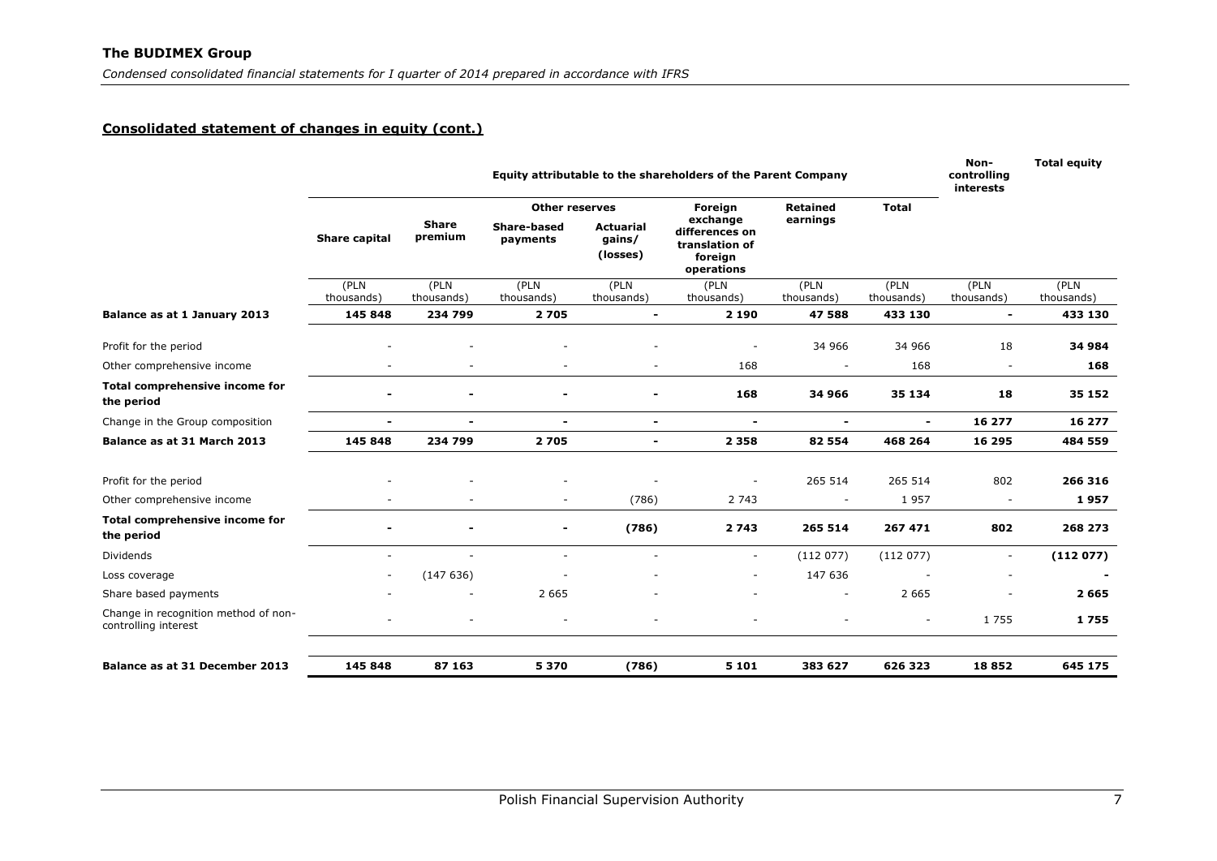## Consolidated statement of changes in equity (cont.)

| | Equity attributable to the shareholders of the Parent Company | | | | | | | Non-controlling interests | Total equity |
|---|---|---|---|---|---|---|---|---|---|
| | Share capital | Share premium | Other reserves | | Foreign exchange differences on translation of foreign operations | Retained earnings | Total | | |
| | | | Share-based payments | Actuarial gains/ (losses) | | | | | |
| | (PLN thousands) | (PLN thousands) | (PLN thousands) | (PLN thousands) | (PLN thousands) | (PLN thousands) | (PLN thousands) | (PLN thousands) | (PLN thousands) |
| **Balance as at 1 January 2013** | **145 848** | **234 799** | **2 705** | **-** | **2 190** | **47 588** | **433 130** | **-** | **433 130** |
| Profit for the period | - | - | - | - | - | 34 966 | 34 966 | 18 | **34 984** |
| Other comprehensive income | - | - | - | - | 168 | - | 168 | - | **168** |
| **Total comprehensive income for the period** | **-** | **-** | **-** | **-** | **168** | **34 966** | **35 134** | **18** | **35 152** |
| Change in the Group composition | **-** | **-** | **-** | **-** | **-** | **-** | **-** | **16 277** | **16 277** |
| **Balance as at 31 March 2013** | **145 848** | **234 799** | **2 705** | **-** | **2 358** | **82 554** | **468 264** | **16 295** | **484 559** |
| Profit for the period | - | - | - | - | - | 265 514 | 265 514 | 802 | **266 316** |
| Other comprehensive income | - | - | - | (786) | 2 743 | - | 1 957 | - | **1 957** |
| **Total comprehensive income for the period** | **-** | **-** | **-** | **(786)** | **2 743** | **265 514** | **267 471** | **802** | **268 273** |
| Dividends | - | - | - | - | - | (112 077) | (112 077) | - | **(112 077)** |
| Loss coverage | - | (147 636) | - | - | - | 147 636 | - | - | **-** |
| Share based payments | - | - | 2 665 | - | - | - | 2 665 | - | **2 665** |
| Change in recognition method of non-controlling interest | - | - | - | - | - | - | - | 1 755 | **1 755** |
| **Balance as at 31 December 2013** | **145 848** | **87 163** | **5 370** | **(786)** | **5 101** | **383 627** | **626 323** | **18 852** | **645 175** |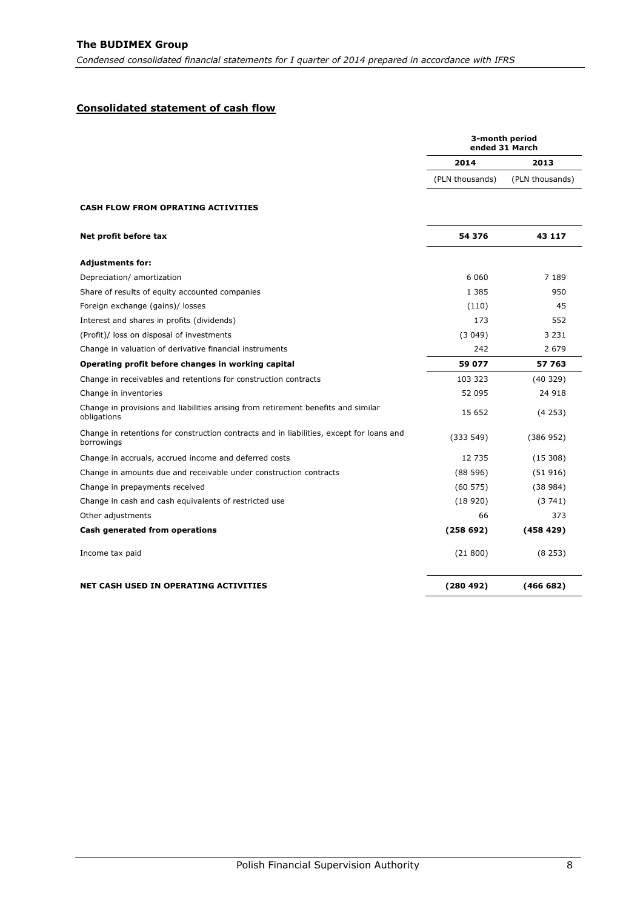## Consolidated statement of cash flow

| | 3-month period ended 31 March | |
|---|---|---|
| | 2014 | 2013 |
| | (PLN thousands) | (PLN thousands) |
| **CASH FLOW FROM OPRATING ACTIVITIES** | | |
| **Net profit before tax** | **54 376** | **43 117** |
| **Adjustments for:** | | |
| Depreciation/ amortization | 6 060 | 7 189 |
| Share of results of equity accounted companies | 1 385 | 950 |
| Foreign exchange (gains)/ losses | (110) | 45 |
| Interest and shares in profits (dividends) | 173 | 552 |
| (Profit)/ loss on disposal of investments | (3 049) | 3 231 |
| Change in valuation of derivative financial instruments | 242 | 2 679 |
| **Operating profit before changes in working capital** | **59 077** | **57 763** |
| Change in receivables and retentions for construction contracts | 103 323 | (40 329) |
| Change in inventories | 52 095 | 24 918 |
| Change in provisions and liabilities arising from retirement benefits and similar obligations | 15 652 | (4 253) |
| Change in retentions for construction contracts and in liabilities, except for loans and borrowings | (333 549) | (386 952) |
| Change in accruals, accrued income and deferred costs | 12 735 | (15 308) |
| Change in amounts due and receivable under construction contracts | (88 596) | (51 916) |
| Change in prepayments received | (60 575) | (38 984) |
| Change in cash and cash equivalents of restricted use | (18 920) | (3 741) |
| Other adjustments | 66 | 373 |
| **Cash generated from operations** | **(258 692)** | **(458 429)** |
| Income tax paid | (21 800) | (8 253) |
| **NET CASH USED IN OPERATING ACTIVITIES** | **(280 492)** | **(466 682)** |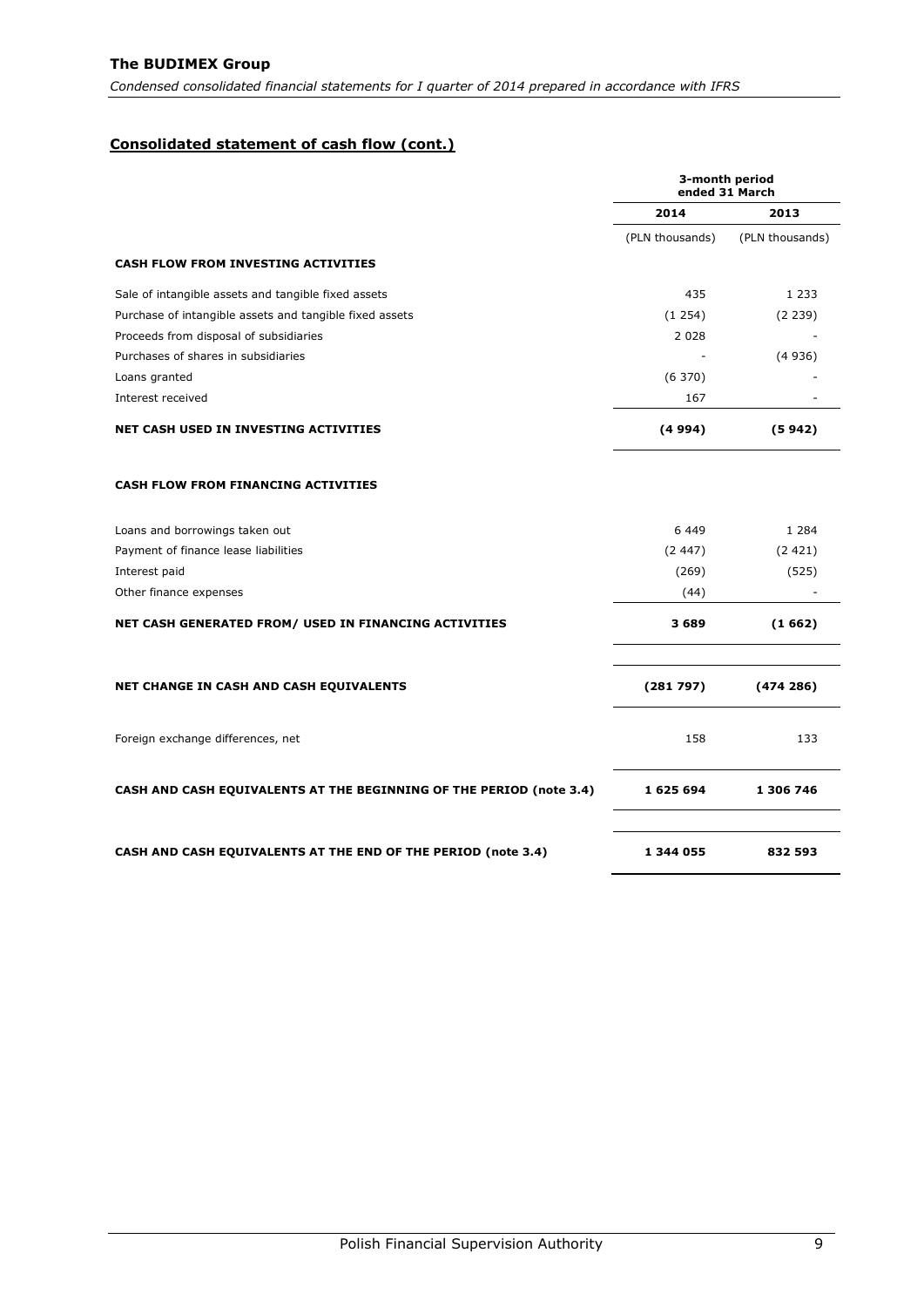## Consolidated statement of cash flow (cont.)

| | 3-month period ended 31 March | |
|---|---|---|
| | 2014 | 2013 |
| | (PLN thousands) | (PLN thousands) |
| **CASH FLOW FROM INVESTING ACTIVITIES** | | |
| Sale of intangible assets and tangible fixed assets | 435 | 1 233 |
| Purchase of intangible assets and tangible fixed assets | (1 254) | (2 239) |
| Proceeds from disposal of subsidiaries | 2 028 | - |
| Purchases of shares in subsidiaries | - | (4 936) |
| Loans granted | (6 370) | - |
| Interest received | 167 | - |
| **NET CASH USED IN INVESTING ACTIVITIES** | **(4 994)** | **(5 942)** |
| **CASH FLOW FROM FINANCING ACTIVITIES** | | |
| Loans and borrowings taken out | 6 449 | 1 284 |
| Payment of finance lease liabilities | (2 447) | (2 421) |
| Interest paid | (269) | (525) |
| Other finance expenses | (44) | - |
| **NET CASH GENERATED FROM/ USED IN FINANCING ACTIVITIES** | **3 689** | **(1 662)** |
| **NET CHANGE IN CASH AND CASH EQUIVALENTS** | **(281 797)** | **(474 286)** |
| Foreign exchange differences, net | 158 | 133 |
| **CASH AND CASH EQUIVALENTS AT THE BEGINNING OF THE PERIOD (note 3.4)** | **1 625 694** | **1 306 746** |
| **CASH AND CASH EQUIVALENTS AT THE END OF THE PERIOD (note 3.4)** | **1 344 055** | **832 593** |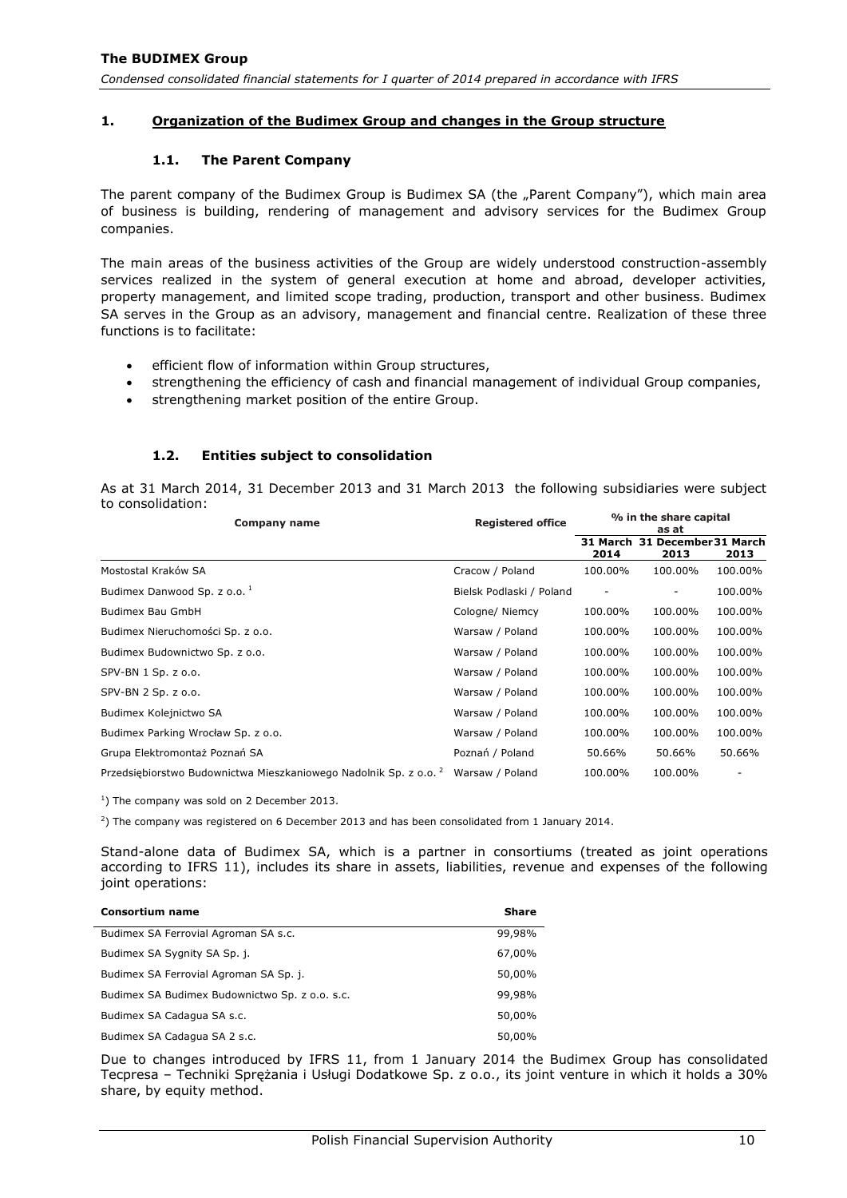## 1. Organization of the Budimex Group and changes in the Group structure

### 1.1. The Parent Company

The parent company of the Budimex Group is Budimex SA (the „Parent Company"), which main area of business is building, rendering of management and advisory services for the Budimex Group companies.

The main areas of the business activities of the Group are widely understood construction-assembly services realized in the system of general execution at home and abroad, developer activities, property management, and limited scope trading, production, transport and other business. Budimex SA serves in the Group as an advisory, management and financial centre. Realization of these three functions is to facilitate:

- efficient flow of information within Group structures,
- strengthening the efficiency of cash and financial management of individual Group companies,
- strengthening market position of the entire Group.

### 1.2. Entities subject to consolidation

As at 31 March 2014, 31 December 2013 and 31 March 2013 the following subsidiaries were subject to consolidation:

| Company name | Registered office | % in the share capital as at | | |
|---|---|---|---|---|
| | | 31 March 2014 | 31 December 2013 | 31 March 2013 |
| Mostostal Kraków SA | Cracow / Poland | 100.00% | 100.00% | 100.00% |
| Budimex Danwood Sp. z o.o. [1] | Bielsk Podlaski / Poland | - | - | 100.00% |
| Budimex Bau GmbH | Cologne/ Niemcy | 100.00% | 100.00% | 100.00% |
| Budimex Nieruchomości Sp. z o.o. | Warsaw / Poland | 100.00% | 100.00% | 100.00% |
| Budimex Budownictwo Sp. z o.o. | Warsaw / Poland | 100.00% | 100.00% | 100.00% |
| SPV-BN 1 Sp. z o.o. | Warsaw / Poland | 100.00% | 100.00% | 100.00% |
| SPV-BN 2 Sp. z o.o. | Warsaw / Poland | 100.00% | 100.00% | 100.00% |
| Budimex Kolejnictwo SA | Warsaw / Poland | 100.00% | 100.00% | 100.00% |
| Budimex Parking Wrocław Sp. z o.o. | Warsaw / Poland | 100.00% | 100.00% | 100.00% |
| Grupa Elektromontaż Poznań SA | Poznań / Poland | 50.66% | 50.66% | 50.66% |
| Przedsiębiorstwo Budownictwa Mieszkaniowego Nadolnik Sp. z o.o. [2] | Warsaw / Poland | 100.00% | 100.00% | - |

[1]) The company was sold on 2 December 2013.

[2]) The company was registered on 6 December 2013 and has been consolidated from 1 January 2014.

Stand-alone data of Budimex SA, which is a partner in consortiums (treated as joint operations according to IFRS 11), includes its share in assets, liabilities, revenue and expenses of the following joint operations:

| Consortium name | Share |
|---|---|
| Budimex SA Ferrovial Agroman SA s.c. | 99,98% |
| Budimex SA Sygnity SA Sp. j. | 67,00% |
| Budimex SA Ferrovial Agroman SA Sp. j. | 50,00% |
| Budimex SA Budimex Budownictwo Sp. z o.o. s.c. | 99,98% |
| Budimex SA Cadagua SA s.c. | 50,00% |
| Budimex SA Cadagua SA 2 s.c. | 50,00% |

Due to changes introduced by IFRS 11, from 1 January 2014 the Budimex Group has consolidated Tecpresa – Techniki Sprężania i Usługi Dodatkowe Sp. z o.o., its joint venture in which it holds a 30% share, by equity method.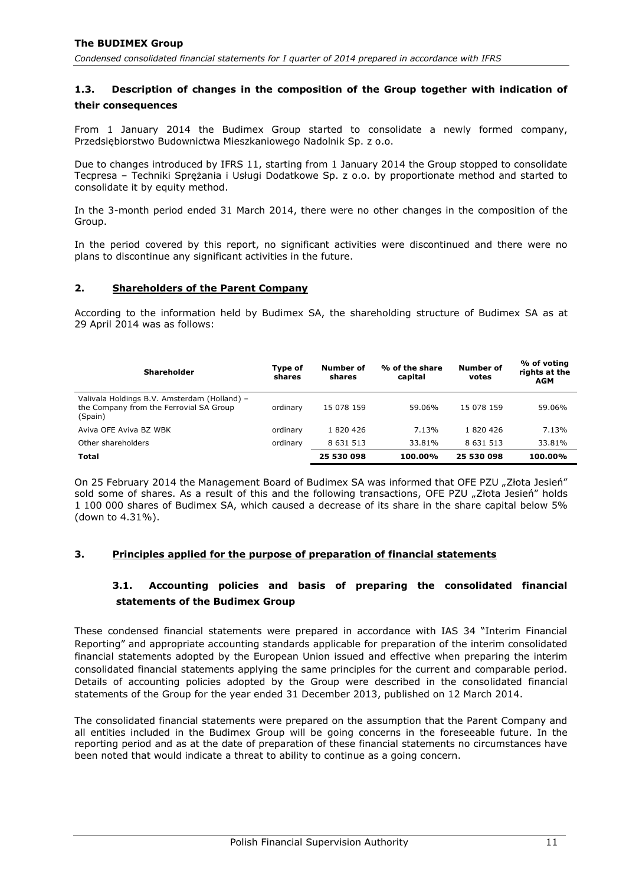### 1.3. Description of changes in the composition of the Group together with indication of their consequences

From 1 January 2014 the Budimex Group started to consolidate a newly formed company, Przedsiębiorstwo Budownictwa Mieszkaniowego Nadolnik Sp. z o.o.

Due to changes introduced by IFRS 11, starting from 1 January 2014 the Group stopped to consolidate Tecpresa – Techniki Sprężania i Usługi Dodatkowe Sp. z o.o. by proportionate method and started to consolidate it by equity method.

In the 3-month period ended 31 March 2014, there were no other changes in the composition of the Group.

In the period covered by this report, no significant activities were discontinued and there were no plans to discontinue any significant activities in the future.

## 2. Shareholders of the Parent Company

According to the information held by Budimex SA, the shareholding structure of Budimex SA as at 29 April 2014 was as follows:

| Shareholder | Type of shares | Number of shares | % of the share capital | Number of votes | % of voting rights at the AGM |
|---|---|---|---|---|---|
| Valivala Holdings B.V. Amsterdam (Holland) – the Company from the Ferrovial SA Group (Spain) | ordinary | 15 078 159 | 59.06% | 15 078 159 | 59.06% |
| Aviva OFE Aviva BZ WBK | ordinary | 1 820 426 | 7.13% | 1 820 426 | 7.13% |
| Other shareholders | ordinary | 8 631 513 | 33.81% | 8 631 513 | 33.81% |
| **Total** | | **25 530 098** | **100.00%** | **25 530 098** | **100.00%** |

On 25 February 2014 the Management Board of Budimex SA was informed that OFE PZU „Złota Jesień" sold some of shares. As a result of this and the following transactions, OFE PZU „Złota Jesień" holds 1 100 000 shares of Budimex SA, which caused a decrease of its share in the share capital below 5% (down to 4.31%).

## 3. Principles applied for the purpose of preparation of financial statements

### 3.1. Accounting policies and basis of preparing the consolidated financial statements of the Budimex Group

These condensed financial statements were prepared in accordance with IAS 34 "Interim Financial Reporting" and appropriate accounting standards applicable for preparation of the interim consolidated financial statements adopted by the European Union issued and effective when preparing the interim consolidated financial statements applying the same principles for the current and comparable period. Details of accounting policies adopted by the Group were described in the consolidated financial statements of the Group for the year ended 31 December 2013, published on 12 March 2014.

The consolidated financial statements were prepared on the assumption that the Parent Company and all entities included in the Budimex Group will be going concerns in the foreseeable future. In the reporting period and as at the date of preparation of these financial statements no circumstances have been noted that would indicate a threat to ability to continue as a going concern.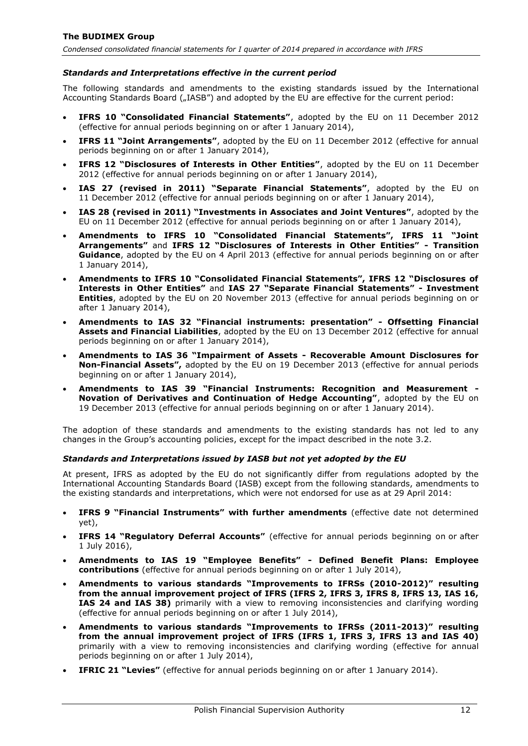### *Standards and Interpretations effective in the current period*

The following standards and amendments to the existing standards issued by the International Accounting Standards Board („IASB") and adopted by the EU are effective for the current period:

- **IFRS 10 "Consolidated Financial Statements"**, adopted by the EU on 11 December 2012 (effective for annual periods beginning on or after 1 January 2014),
- **IFRS 11 "Joint Arrangements"**, adopted by the EU on 11 December 2012 (effective for annual periods beginning on or after 1 January 2014),
- **IFRS 12 "Disclosures of Interests in Other Entities"**, adopted by the EU on 11 December 2012 (effective for annual periods beginning on or after 1 January 2014),
- **IAS 27 (revised in 2011) "Separate Financial Statements"**, adopted by the EU on 11 December 2012 (effective for annual periods beginning on or after 1 January 2014),
- **IAS 28 (revised in 2011) "Investments in Associates and Joint Ventures"**, adopted by the EU on 11 December 2012 (effective for annual periods beginning on or after 1 January 2014),
- **Amendments to IFRS 10 "Consolidated Financial Statements", IFRS 11 "Joint Arrangements"** and **IFRS 12 "Disclosures of Interests in Other Entities" - Transition Guidance**, adopted by the EU on 4 April 2013 (effective for annual periods beginning on or after 1 January 2014),
- **Amendments to IFRS 10 "Consolidated Financial Statements", IFRS 12 "Disclosures of Interests in Other Entities"** and **IAS 27 "Separate Financial Statements" - Investment Entities**, adopted by the EU on 20 November 2013 (effective for annual periods beginning on or after 1 January 2014),
- **Amendments to IAS 32 "Financial instruments: presentation" - Offsetting Financial Assets and Financial Liabilities**, adopted by the EU on 13 December 2012 (effective for annual periods beginning on or after 1 January 2014),
- **Amendments to IAS 36 "Impairment of Assets - Recoverable Amount Disclosures for Non-Financial Assets",** adopted by the EU on 19 December 2013 (effective for annual periods beginning on or after 1 January 2014),
- **Amendments to IAS 39 "Financial Instruments: Recognition and Measurement - Novation of Derivatives and Continuation of Hedge Accounting"**, adopted by the EU on 19 December 2013 (effective for annual periods beginning on or after 1 January 2014).

The adoption of these standards and amendments to the existing standards has not led to any changes in the Group's accounting policies, except for the impact described in the note 3.2.

### *Standards and Interpretations issued by IASB but not yet adopted by the EU*

At present, IFRS as adopted by the EU do not significantly differ from regulations adopted by the International Accounting Standards Board (IASB) except from the following standards, amendments to the existing standards and interpretations, which were not endorsed for use as at 29 April 2014:

- **IFRS 9 "Financial Instruments" with further amendments** (effective date not determined yet),
- **IFRS 14 "Regulatory Deferral Accounts"** (effective for annual periods beginning on or after 1 July 2016),
- **Amendments to IAS 19 "Employee Benefits" - Defined Benefit Plans: Employee contributions** (effective for annual periods beginning on or after 1 July 2014),
- **Amendments to various standards "Improvements to IFRSs (2010-2012)" resulting from the annual improvement project of IFRS (IFRS 2, IFRS 3, IFRS 8, IFRS 13, IAS 16, IAS 24 and IAS 38)** primarily with a view to removing inconsistencies and clarifying wording (effective for annual periods beginning on or after 1 July 2014),
- **Amendments to various standards "Improvements to IFRSs (2011-2013)" resulting from the annual improvement project of IFRS (IFRS 1, IFRS 3, IFRS 13 and IAS 40)** primarily with a view to removing inconsistencies and clarifying wording (effective for annual periods beginning on or after 1 July 2014),
- **IFRIC 21 "Levies"** (effective for annual periods beginning on or after 1 January 2014).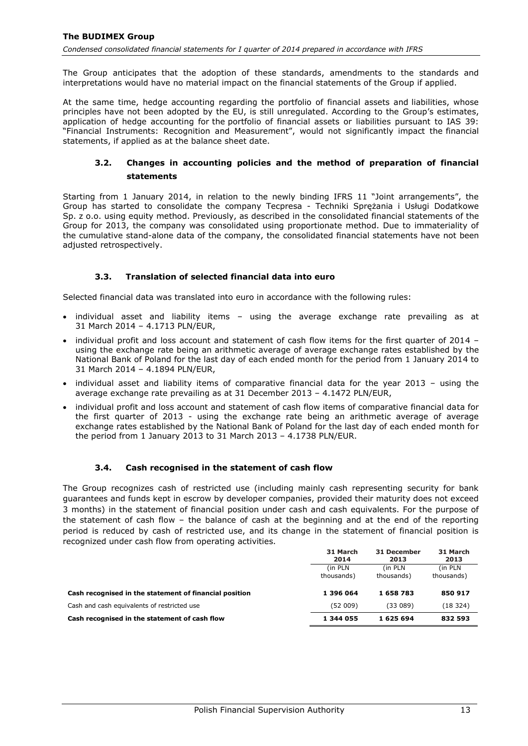The Group anticipates that the adoption of these standards, amendments to the standards and interpretations would have no material impact on the financial statements of the Group if applied.

At the same time, hedge accounting regarding the portfolio of financial assets and liabilities, whose principles have not been adopted by the EU, is still unregulated. According to the Group's estimates, application of hedge accounting for the portfolio of financial assets or liabilities pursuant to IAS 39: "Financial Instruments: Recognition and Measurement", would not significantly impact the financial statements, if applied as at the balance sheet date.

### 3.2. Changes in accounting policies and the method of preparation of financial statements

Starting from 1 January 2014, in relation to the newly binding IFRS 11 "Joint arrangements", the Group has started to consolidate the company Tecpresa - Techniki Sprężania i Usługi Dodatkowe Sp. z o.o. using equity method. Previously, as described in the consolidated financial statements of the Group for 2013, the company was consolidated using proportionate method. Due to immateriality of the cumulative stand-alone data of the company, the consolidated financial statements have not been adjusted retrospectively.

### 3.3. Translation of selected financial data into euro

Selected financial data was translated into euro in accordance with the following rules:

- individual asset and liability items – using the average exchange rate prevailing as at 31 March 2014 – 4.1713 PLN/EUR,
- individual profit and loss account and statement of cash flow items for the first quarter of 2014 – using the exchange rate being an arithmetic average of average exchange rates established by the National Bank of Poland for the last day of each ended month for the period from 1 January 2014 to 31 March 2014 – 4.1894 PLN/EUR,
- individual asset and liability items of comparative financial data for the year 2013 – using the average exchange rate prevailing as at 31 December 2013 – 4.1472 PLN/EUR,
- individual profit and loss account and statement of cash flow items of comparative financial data for the first quarter of 2013 - using the exchange rate being an arithmetic average of average exchange rates established by the National Bank of Poland for the last day of each ended month for the period from 1 January 2013 to 31 March 2013 – 4.1738 PLN/EUR.

### 3.4. Cash recognised in the statement of cash flow

The Group recognizes cash of restricted use (including mainly cash representing security for bank guarantees and funds kept in escrow by developer companies, provided their maturity does not exceed 3 months) in the statement of financial position under cash and cash equivalents. For the purpose of the statement of cash flow – the balance of cash at the beginning and at the end of the reporting period is reduced by cash of restricted use, and its change in the statement of financial position is recognized under cash flow from operating activities.

| | 31 March 2014 | 31 December 2013 | 31 March 2013 |
|---|---|---|---|
| | (in PLN thousands) | (in PLN thousands) | (in PLN thousands) |
| **Cash recognised in the statement of financial position** | **1 396 064** | **1 658 783** | **850 917** |
| Cash and cash equivalents of restricted use | (52 009) | (33 089) | (18 324) |
| **Cash recognised in the statement of cash flow** | **1 344 055** | **1 625 694** | **832 593** |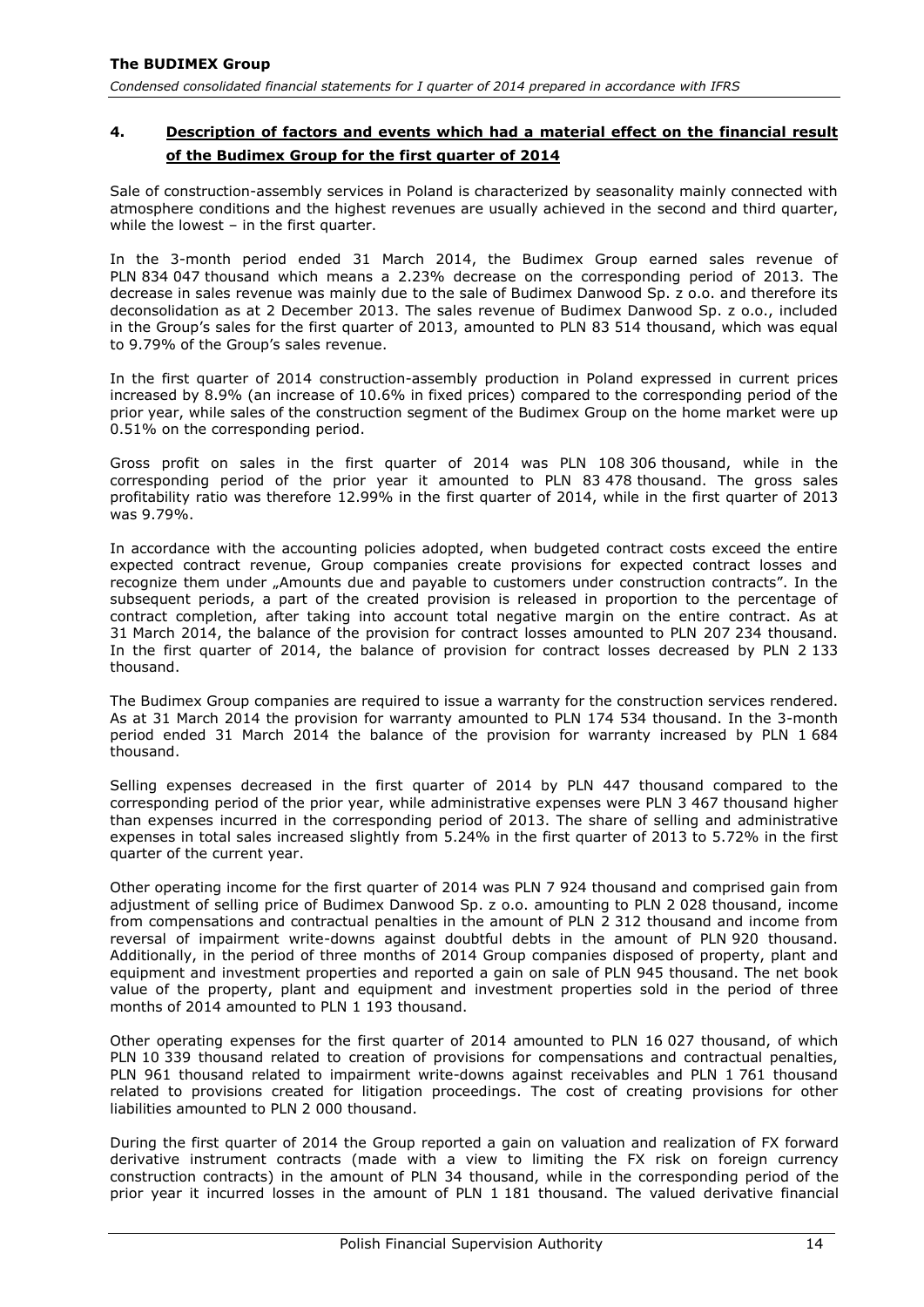## 4. Description of factors and events which had a material effect on the financial result of the Budimex Group for the first quarter of 2014

Sale of construction-assembly services in Poland is characterized by seasonality mainly connected with atmosphere conditions and the highest revenues are usually achieved in the second and third quarter, while the lowest – in the first quarter.

In the 3-month period ended 31 March 2014, the Budimex Group earned sales revenue of PLN 834 047 thousand which means a 2.23% decrease on the corresponding period of 2013. The decrease in sales revenue was mainly due to the sale of Budimex Danwood Sp. z o.o. and therefore its deconsolidation as at 2 December 2013. The sales revenue of Budimex Danwood Sp. z o.o., included in the Group's sales for the first quarter of 2013, amounted to PLN 83 514 thousand, which was equal to 9.79% of the Group's sales revenue.

In the first quarter of 2014 construction-assembly production in Poland expressed in current prices increased by 8.9% (an increase of 10.6% in fixed prices) compared to the corresponding period of the prior year, while sales of the construction segment of the Budimex Group on the home market were up 0.51% on the corresponding period.

Gross profit on sales in the first quarter of 2014 was PLN 108 306 thousand, while in the corresponding period of the prior year it amounted to PLN 83 478 thousand. The gross sales profitability ratio was therefore 12.99% in the first quarter of 2014, while in the first quarter of 2013 was 9.79%.

In accordance with the accounting policies adopted, when budgeted contract costs exceed the entire expected contract revenue, Group companies create provisions for expected contract losses and recognize them under „Amounts due and payable to customers under construction contracts". In the subsequent periods, a part of the created provision is released in proportion to the percentage of contract completion, after taking into account total negative margin on the entire contract. As at 31 March 2014, the balance of the provision for contract losses amounted to PLN 207 234 thousand. In the first quarter of 2014, the balance of provision for contract losses decreased by PLN 2 133 thousand.

The Budimex Group companies are required to issue a warranty for the construction services rendered. As at 31 March 2014 the provision for warranty amounted to PLN 174 534 thousand. In the 3-month period ended 31 March 2014 the balance of the provision for warranty increased by PLN 1 684 thousand.

Selling expenses decreased in the first quarter of 2014 by PLN 447 thousand compared to the corresponding period of the prior year, while administrative expenses were PLN 3 467 thousand higher than expenses incurred in the corresponding period of 2013. The share of selling and administrative expenses in total sales increased slightly from 5.24% in the first quarter of 2013 to 5.72% in the first quarter of the current year.

Other operating income for the first quarter of 2014 was PLN 7 924 thousand and comprised gain from adjustment of selling price of Budimex Danwood Sp. z o.o. amounting to PLN 2 028 thousand, income from compensations and contractual penalties in the amount of PLN 2 312 thousand and income from reversal of impairment write-downs against doubtful debts in the amount of PLN 920 thousand. Additionally, in the period of three months of 2014 Group companies disposed of property, plant and equipment and investment properties and reported a gain on sale of PLN 945 thousand. The net book value of the property, plant and equipment and investment properties sold in the period of three months of 2014 amounted to PLN 1 193 thousand.

Other operating expenses for the first quarter of 2014 amounted to PLN 16 027 thousand, of which PLN 10 339 thousand related to creation of provisions for compensations and contractual penalties, PLN 961 thousand related to impairment write-downs against receivables and PLN 1 761 thousand related to provisions created for litigation proceedings. The cost of creating provisions for other liabilities amounted to PLN 2 000 thousand.

During the first quarter of 2014 the Group reported a gain on valuation and realization of FX forward derivative instrument contracts (made with a view to limiting the FX risk on foreign currency construction contracts) in the amount of PLN 34 thousand, while in the corresponding period of the prior year it incurred losses in the amount of PLN 1 181 thousand. The valued derivative financial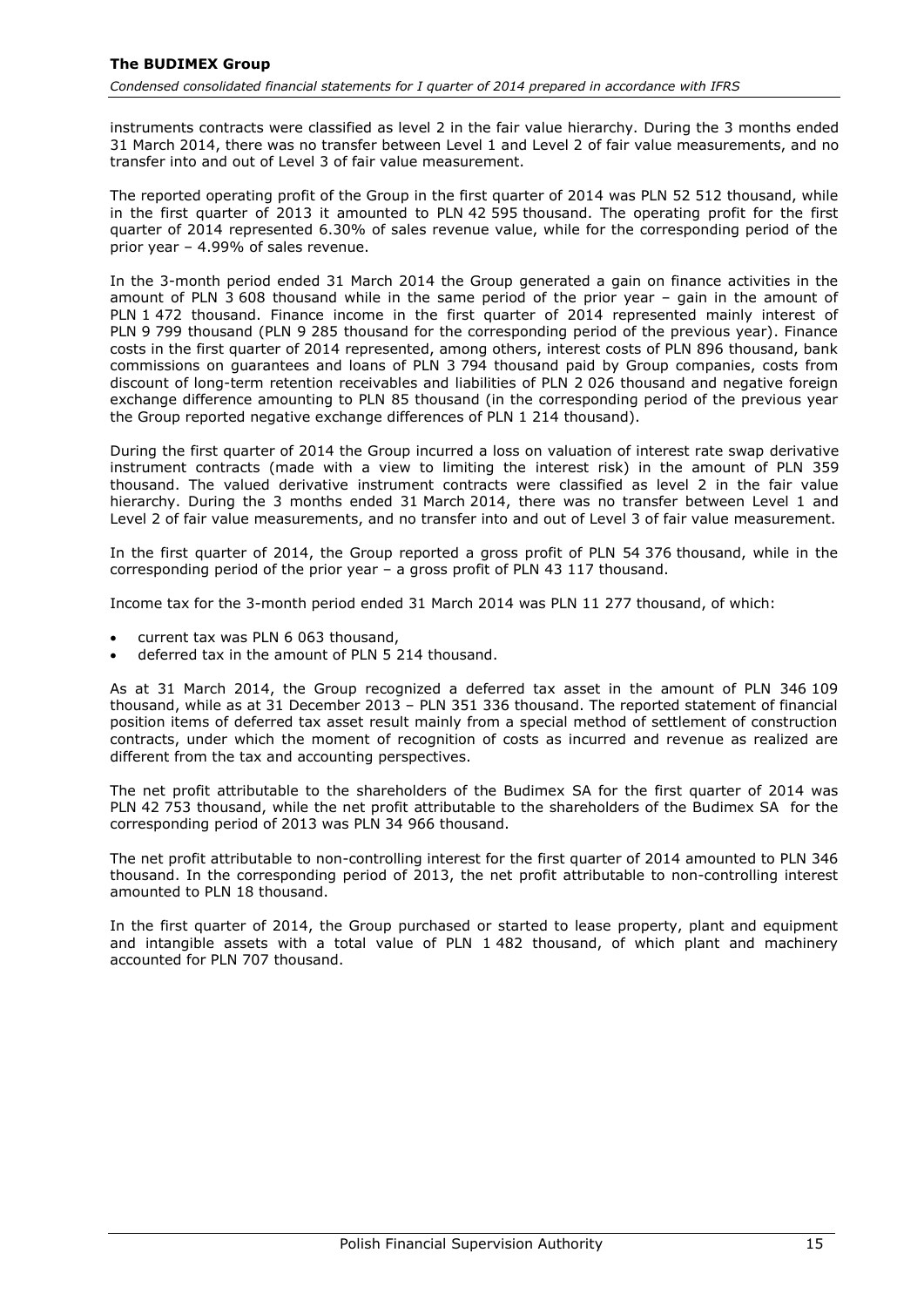instruments contracts were classified as level 2 in the fair value hierarchy. During the 3 months ended 31 March 2014, there was no transfer between Level 1 and Level 2 of fair value measurements, and no transfer into and out of Level 3 of fair value measurement.

The reported operating profit of the Group in the first quarter of 2014 was PLN 52 512 thousand, while in the first quarter of 2013 it amounted to PLN 42 595 thousand. The operating profit for the first quarter of 2014 represented 6.30% of sales revenue value, while for the corresponding period of the prior year – 4.99% of sales revenue.

In the 3-month period ended 31 March 2014 the Group generated a gain on finance activities in the amount of PLN 3 608 thousand while in the same period of the prior year – gain in the amount of PLN 1 472 thousand. Finance income in the first quarter of 2014 represented mainly interest of PLN 9 799 thousand (PLN 9 285 thousand for the corresponding period of the previous year). Finance costs in the first quarter of 2014 represented, among others, interest costs of PLN 896 thousand, bank commissions on guarantees and loans of PLN 3 794 thousand paid by Group companies, costs from discount of long-term retention receivables and liabilities of PLN 2 026 thousand and negative foreign exchange difference amounting to PLN 85 thousand (in the corresponding period of the previous year the Group reported negative exchange differences of PLN 1 214 thousand).

During the first quarter of 2014 the Group incurred a loss on valuation of interest rate swap derivative instrument contracts (made with a view to limiting the interest risk) in the amount of PLN 359 thousand. The valued derivative instrument contracts were classified as level 2 in the fair value hierarchy. During the 3 months ended 31 March 2014, there was no transfer between Level 1 and Level 2 of fair value measurements, and no transfer into and out of Level 3 of fair value measurement.

In the first quarter of 2014, the Group reported a gross profit of PLN 54 376 thousand, while in the corresponding period of the prior year – a gross profit of PLN 43 117 thousand.

Income tax for the 3-month period ended 31 March 2014 was PLN 11 277 thousand, of which:

- current tax was PLN 6 063 thousand,
- deferred tax in the amount of PLN 5 214 thousand.

As at 31 March 2014, the Group recognized a deferred tax asset in the amount of PLN 346 109 thousand, while as at 31 December 2013 – PLN 351 336 thousand. The reported statement of financial position items of deferred tax asset result mainly from a special method of settlement of construction contracts, under which the moment of recognition of costs as incurred and revenue as realized are different from the tax and accounting perspectives.

The net profit attributable to the shareholders of the Budimex SA for the first quarter of 2014 was PLN 42 753 thousand, while the net profit attributable to the shareholders of the Budimex SA for the corresponding period of 2013 was PLN 34 966 thousand.

The net profit attributable to non-controlling interest for the first quarter of 2014 amounted to PLN 346 thousand. In the corresponding period of 2013, the net profit attributable to non-controlling interest amounted to PLN 18 thousand.

In the first quarter of 2014, the Group purchased or started to lease property, plant and equipment and intangible assets with a total value of PLN 1 482 thousand, of which plant and machinery accounted for PLN 707 thousand.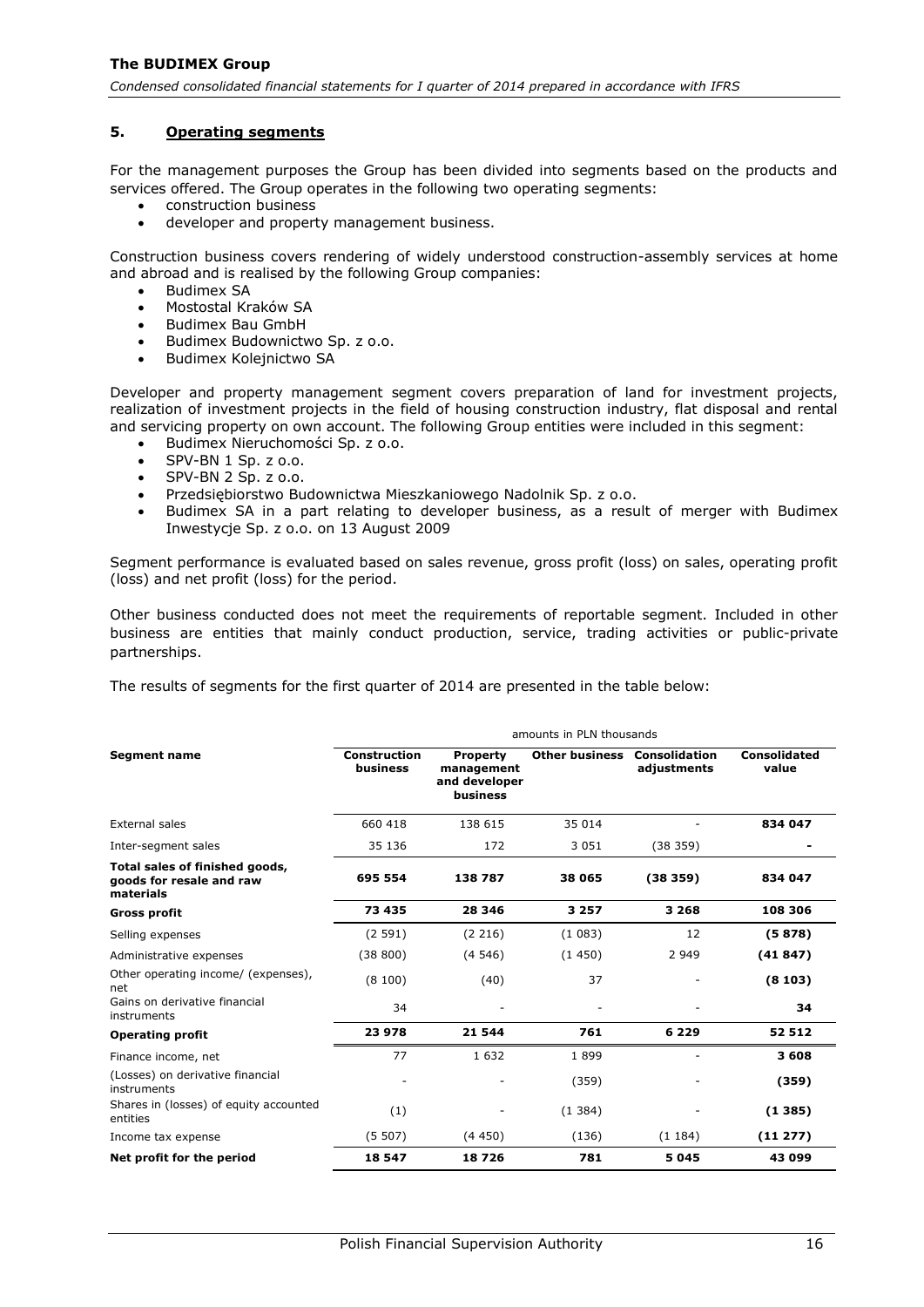## 5. Operating segments

For the management purposes the Group has been divided into segments based on the products and services offered. The Group operates in the following two operating segments:

- construction business
- developer and property management business.

Construction business covers rendering of widely understood construction-assembly services at home and abroad and is realised by the following Group companies:

- Budimex SA
- Mostostal Kraków SA
- Budimex Bau GmbH
- Budimex Budownictwo Sp. z o.o.
- Budimex Kolejnictwo SA

Developer and property management segment covers preparation of land for investment projects, realization of investment projects in the field of housing construction industry, flat disposal and rental and servicing property on own account. The following Group entities were included in this segment:

- Budimex Nieruchomości Sp. z o.o.
- SPV-BN 1 Sp. z o.o.
- SPV-BN 2 Sp. z o.o.
- Przedsiębiorstwo Budownictwa Mieszkaniowego Nadolnik Sp. z o.o.
- Budimex SA in a part relating to developer business, as a result of merger with Budimex Inwestycje Sp. z o.o. on 13 August 2009

Segment performance is evaluated based on sales revenue, gross profit (loss) on sales, operating profit (loss) and net profit (loss) for the period.

Other business conducted does not meet the requirements of reportable segment. Included in other business are entities that mainly conduct production, service, trading activities or public-private partnerships.

The results of segments for the first quarter of 2014 are presented in the table below:

| | amounts in PLN thousands | | | | |
|---|---|---|---|---|---|
| **Segment name** | **Construction business** | **Property management and developer business** | **Other business** | **Consolidation adjustments** | **Consolidated value** |
| External sales | 660 418 | 138 615 | 35 014 | - | **834 047** |
| Inter-segment sales | 35 136 | 172 | 3 051 | (38 359) | **-** |
| **Total sales of finished goods, goods for resale and raw materials** | **695 554** | **138 787** | **38 065** | **(38 359)** | **834 047** |
| **Gross profit** | **73 435** | **28 346** | **3 257** | **3 268** | **108 306** |
| Selling expenses | (2 591) | (2 216) | (1 083) | 12 | **(5 878)** |
| Administrative expenses | (38 800) | (4 546) | (1 450) | 2 949 | **(41 847)** |
| Other operating income/ (expenses), net | (8 100) | (40) | 37 | - | **(8 103)** |
| Gains on derivative financial instruments | 34 | - | - | - | **34** |
| **Operating profit** | **23 978** | **21 544** | **761** | **6 229** | **52 512** |
| Finance income, net | 77 | 1 632 | 1 899 | - | **3 608** |
| (Losses) on derivative financial instruments | - | - | (359) | - | **(359)** |
| Shares in (losses) of equity accounted entities | (1) | - | (1 384) | - | **(1 385)** |
| Income tax expense | (5 507) | (4 450) | (136) | (1 184) | **(11 277)** |
| **Net profit for the period** | **18 547** | **18 726** | **781** | **5 045** | **43 099** |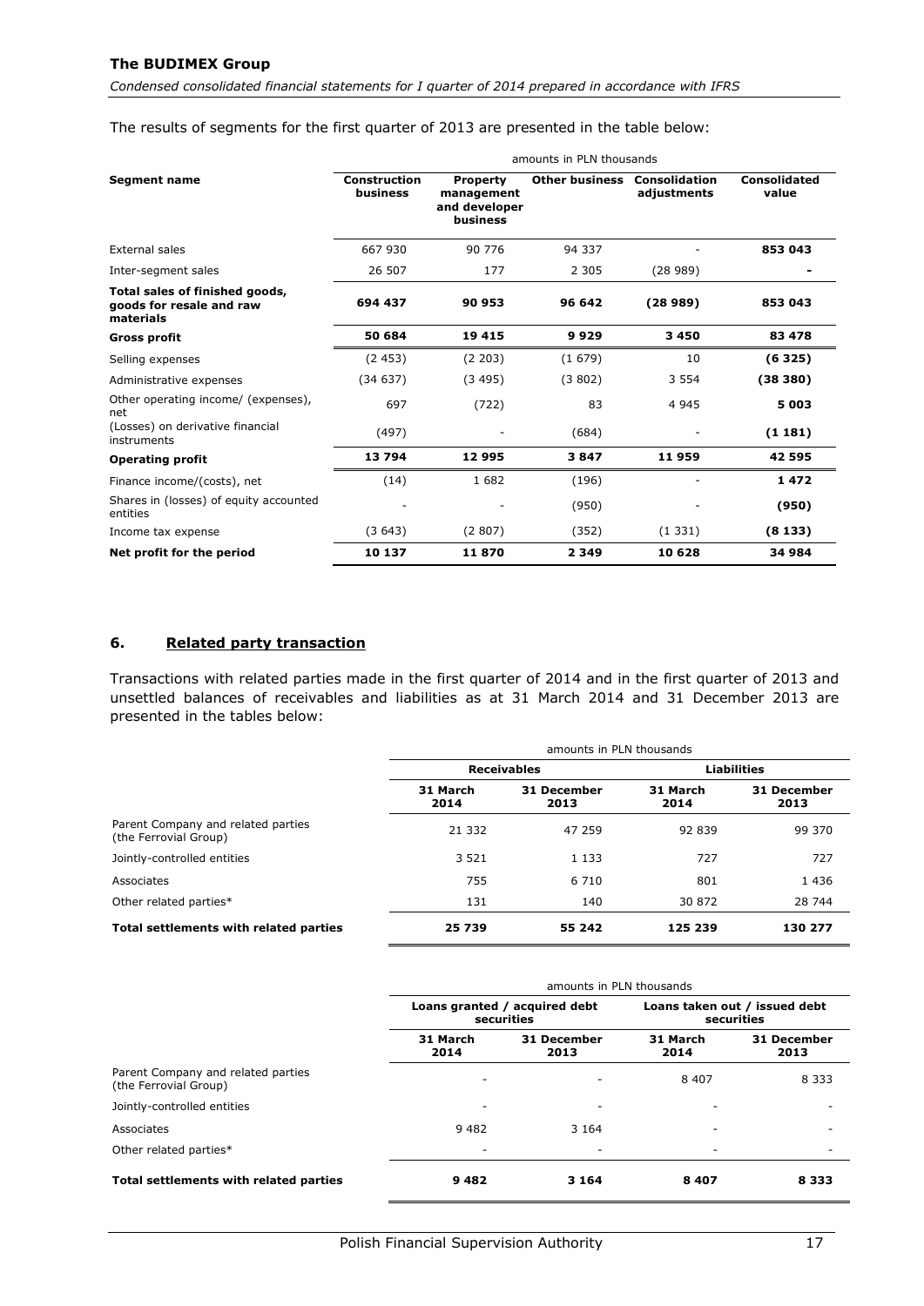The results of segments for the first quarter of 2013 are presented in the table below:

| | amounts in PLN thousands | | | | |
|---|---|---|---|---|---|
| **Segment name** | **Construction business** | **Property management and developer business** | **Other business** | **Consolidation adjustments** | **Consolidated value** |
| External sales | 667 930 | 90 776 | 94 337 | - | **853 043** |
| Inter-segment sales | 26 507 | 177 | 2 305 | (28 989) | **-** |
| **Total sales of finished goods, goods for resale and raw materials** | **694 437** | **90 953** | **96 642** | **(28 989)** | **853 043** |
| **Gross profit** | **50 684** | **19 415** | **9 929** | **3 450** | **83 478** |
| Selling expenses | (2 453) | (2 203) | (1 679) | 10 | **(6 325)** |
| Administrative expenses | (34 637) | (3 495) | (3 802) | 3 554 | **(38 380)** |
| Other operating income/ (expenses), net | 697 | (722) | 83 | 4 945 | **5 003** |
| (Losses) on derivative financial instruments | (497) | - | (684) | - | **(1 181)** |
| **Operating profit** | **13 794** | **12 995** | **3 847** | **11 959** | **42 595** |
| Finance income/(costs), net | (14) | 1 682 | (196) | - | **1 472** |
| Shares in (losses) of equity accounted entities | - | - | (950) | - | **(950)** |
| Income tax expense | (3 643) | (2 807) | (352) | (1 331) | **(8 133)** |
| **Net profit for the period** | **10 137** | **11 870** | **2 349** | **10 628** | **34 984** |

## 6. Related party transaction

Transactions with related parties made in the first quarter of 2014 and in the first quarter of 2013 and unsettled balances of receivables and liabilities as at 31 March 2014 and 31 December 2013 are presented in the tables below:

| | amounts in PLN thousands | | | |
|---|---|---|---|---|
| | **Receivables** | | **Liabilities** | |
| | **31 March 2014** | **31 December 2013** | **31 March 2014** | **31 December 2013** |
| Parent Company and related parties (the Ferrovial Group) | 21 332 | 47 259 | 92 839 | 99 370 |
| Jointly-controlled entities | 3 521 | 1 133 | 727 | 727 |
| Associates | 755 | 6 710 | 801 | 1 436 |
| Other related parties* | 131 | 140 | 30 872 | 28 744 |
| **Total settlements with related parties** | **25 739** | **55 242** | **125 239** | **130 277** |

| | amounts in PLN thousands | | | |
|---|---|---|---|---|
| | **Loans granted / acquired debt securities** | | **Loans taken out / issued debt securities** | |
| | **31 March 2014** | **31 December 2013** | **31 March 2014** | **31 December 2013** |
| Parent Company and related parties (the Ferrovial Group) | - | - | 8 407 | 8 333 |
| Jointly-controlled entities | - | - | - | - |
| Associates | 9 482 | 3 164 | - | - |
| Other related parties* | - | - | - | - |
| **Total settlements with related parties** | **9 482** | **3 164** | **8 407** | **8 333** |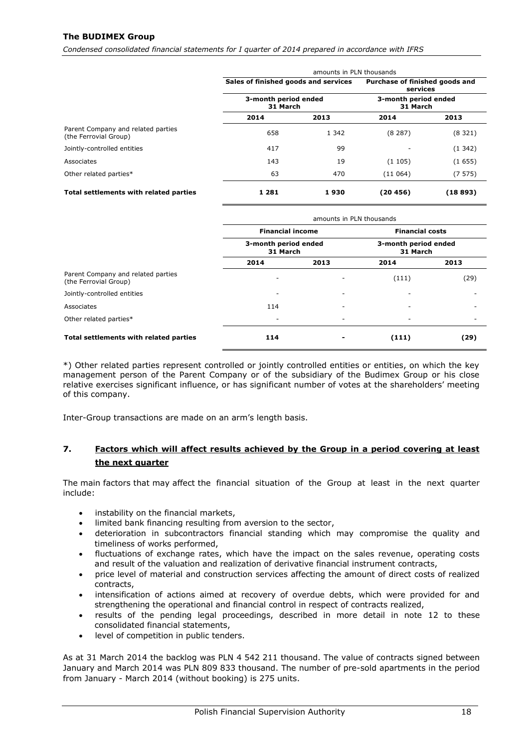| | amounts in PLN thousands | | | |
|---|---|---|---|---|
| | **Sales of finished goods and services** | | **Purchase of finished goods and services** | |
| | **3-month period ended 31 March** | | **3-month period ended 31 March** | |
| | **2014** | **2013** | **2014** | **2013** |
| Parent Company and related parties (the Ferrovial Group) | 658 | 1 342 | (8 287) | (8 321) |
| Jointly-controlled entities | 417 | 99 | - | (1 342) |
| Associates | 143 | 19 | (1 105) | (1 655) |
| Other related parties* | 63 | 470 | (11 064) | (7 575) |
| **Total settlements with related parties** | **1 281** | **1 930** | **(20 456)** | **(18 893)** |

| | amounts in PLN thousands | | | |
|---|---|---|---|---|
| | **Financial income** | | **Financial costs** | |
| | **3-month period ended 31 March** | | **3-month period ended 31 March** | |
| | **2014** | **2013** | **2014** | **2013** |
| Parent Company and related parties (the Ferrovial Group) | - | - | (111) | (29) |
| Jointly-controlled entities | - | - | - | - |
| Associates | 114 | - | - | - |
| Other related parties* | - | - | - | - |
| **Total settlements with related parties** | **114** | **-** | **(111)** | **(29)** |

*) Other related parties represent controlled or jointly controlled entities or entities, on which the key management person of the Parent Company or of the subsidiary of the Budimex Group or his close relative exercises significant influence, or has significant number of votes at the shareholders' meeting of this company.

Inter-Group transactions are made on an arm's length basis.

## 7. Factors which will affect results achieved by the Group in a period covering at least the next quarter

The main factors that may affect the financial situation of the Group at least in the next quarter include:

- instability on the financial markets,
- limited bank financing resulting from aversion to the sector,
- deterioration in subcontractors financial standing which may compromise the quality and timeliness of works performed,
- fluctuations of exchange rates, which have the impact on the sales revenue, operating costs and result of the valuation and realization of derivative financial instrument contracts,
- price level of material and construction services affecting the amount of direct costs of realized contracts,
- intensification of actions aimed at recovery of overdue debts, which were provided for and strengthening the operational and financial control in respect of contracts realized,
- results of the pending legal proceedings, described in more detail in note 12 to these consolidated financial statements,
- level of competition in public tenders.

As at 31 March 2014 the backlog was PLN 4 542 211 thousand. The value of contracts signed between January and March 2014 was PLN 809 833 thousand. The number of pre-sold apartments in the period from January - March 2014 (without booking) is 275 units.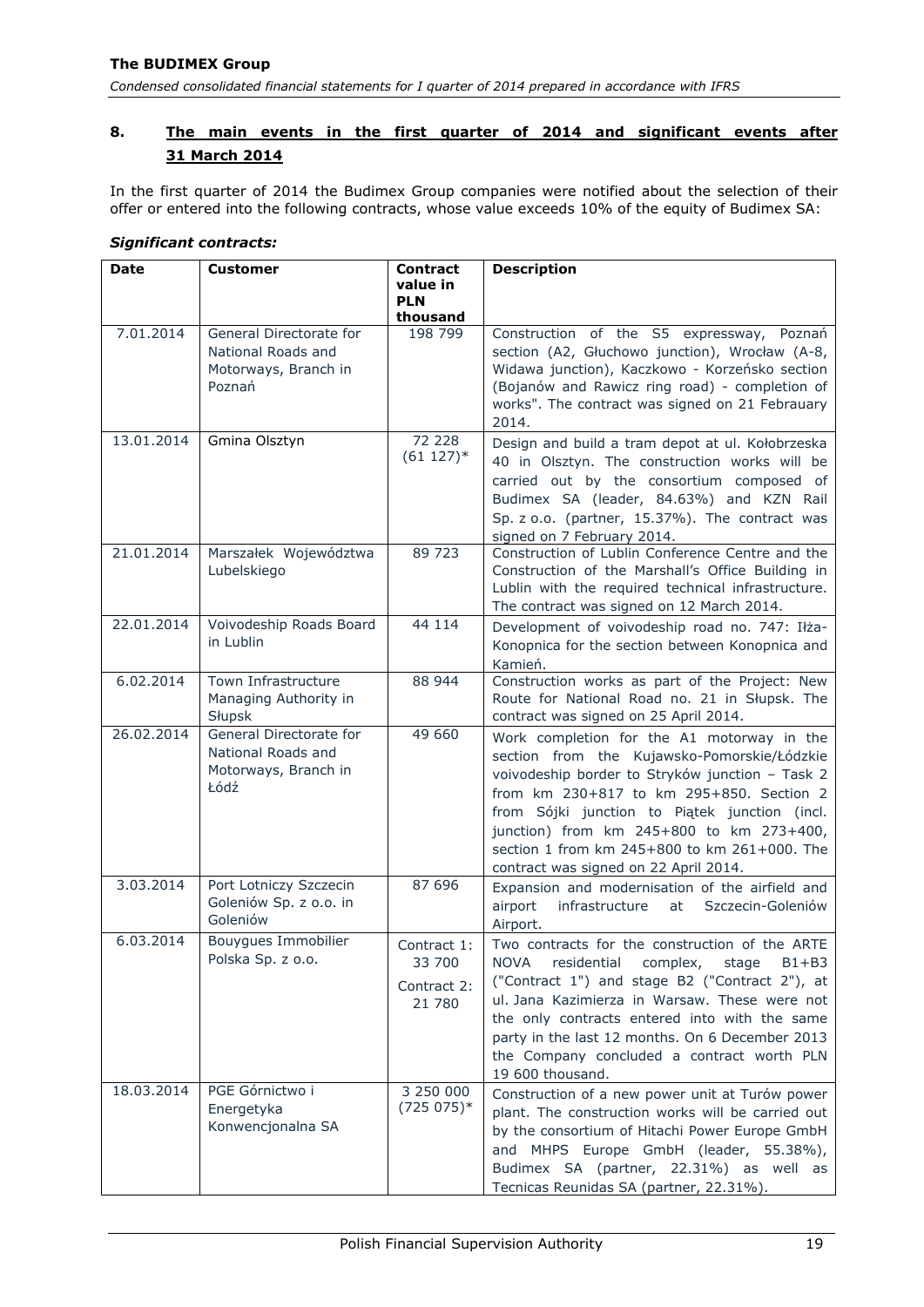## 8. The main events in the first quarter of 2014 and significant events after 31 March 2014

In the first quarter of 2014 the Budimex Group companies were notified about the selection of their offer or entered into the following contracts, whose value exceeds 10% of the equity of Budimex SA:

***Significant contracts:***

| Date | Customer | Contract value in PLN thousand | Description |
|---|---|---|---|
| 7.01.2014 | General Directorate for National Roads and Motorways, Branch in Poznań | 198 799 | Construction of the S5 expressway, Poznań section (A2, Głuchowo junction), Wrocław (A-8, Widawa junction), Kaczkowo - Korzeńsko section (Bojanów and Rawicz ring road) - completion of works". The contract was signed on 21 Febrauary 2014. |
| 13.01.2014 | Gmina Olsztyn | 72 228 (61 127)* | Design and build a tram depot at ul. Kołobrzeska 40 in Olsztyn. The construction works will be carried out by the consortium composed of Budimex SA (leader, 84.63%) and KZN Rail Sp. z o.o. (partner, 15.37%). The contract was signed on 7 February 2014. |
| 21.01.2014 | Marszałek Województwa Lubelskiego | 89 723 | Construction of Lublin Conference Centre and the Construction of the Marshall's Office Building in Lublin with the required technical infrastructure. The contract was signed on 12 March 2014. |
| 22.01.2014 | Voivodeship Roads Board in Lublin | 44 114 | Development of voivodeship road no. 747: Iłża-Konopnica for the section between Konopnica and Kamień. |
| 6.02.2014 | Town Infrastructure Managing Authority in Słupsk | 88 944 | Construction works as part of the Project: New Route for National Road no. 21 in Słupsk. The contract was signed on 25 April 2014. |
| 26.02.2014 | General Directorate for National Roads and Motorways, Branch in Łódź | 49 660 | Work completion for the A1 motorway in the section from the Kujawsko-Pomorskie/Łódzkie voivodeship border to Stryków junction – Task 2 from km 230+817 to km 295+850. Section 2 from Sójki junction to Piątek junction (incl. junction) from km 245+800 to km 273+400, section 1 from km 245+800 to km 261+000. The contract was signed on 22 April 2014. |
| 3.03.2014 | Port Lotniczy Szczecin Goleniów Sp. z o.o. in Goleniów | 87 696 | Expansion and modernisation of the airfield and airport infrastructure at Szczecin-Goleniów Airport. |
| 6.03.2014 | Bouygues Immobilier Polska Sp. z o.o. | Contract 1: 33 700 Contract 2: 21 780 | Two contracts for the construction of the ARTE NOVA residential complex, stage B1+B3 ("Contract 1") and stage B2 ("Contract 2"), at ul. Jana Kazimierza in Warsaw. These were not the only contracts entered into with the same party in the last 12 months. On 6 December 2013 the Company concluded a contract worth PLN 19 600 thousand. |
| 18.03.2014 | PGE Górnictwo i Energetyka Konwencjonalna SA | 3 250 000 (725 075)* | Construction of a new power unit at Turów power plant. The construction works will be carried out by the consortium of Hitachi Power Europe GmbH and MHPS Europe GmbH (leader, 55.38%), Budimex SA (partner, 22.31%) as well as Tecnicas Reunidas SA (partner, 22.31%). |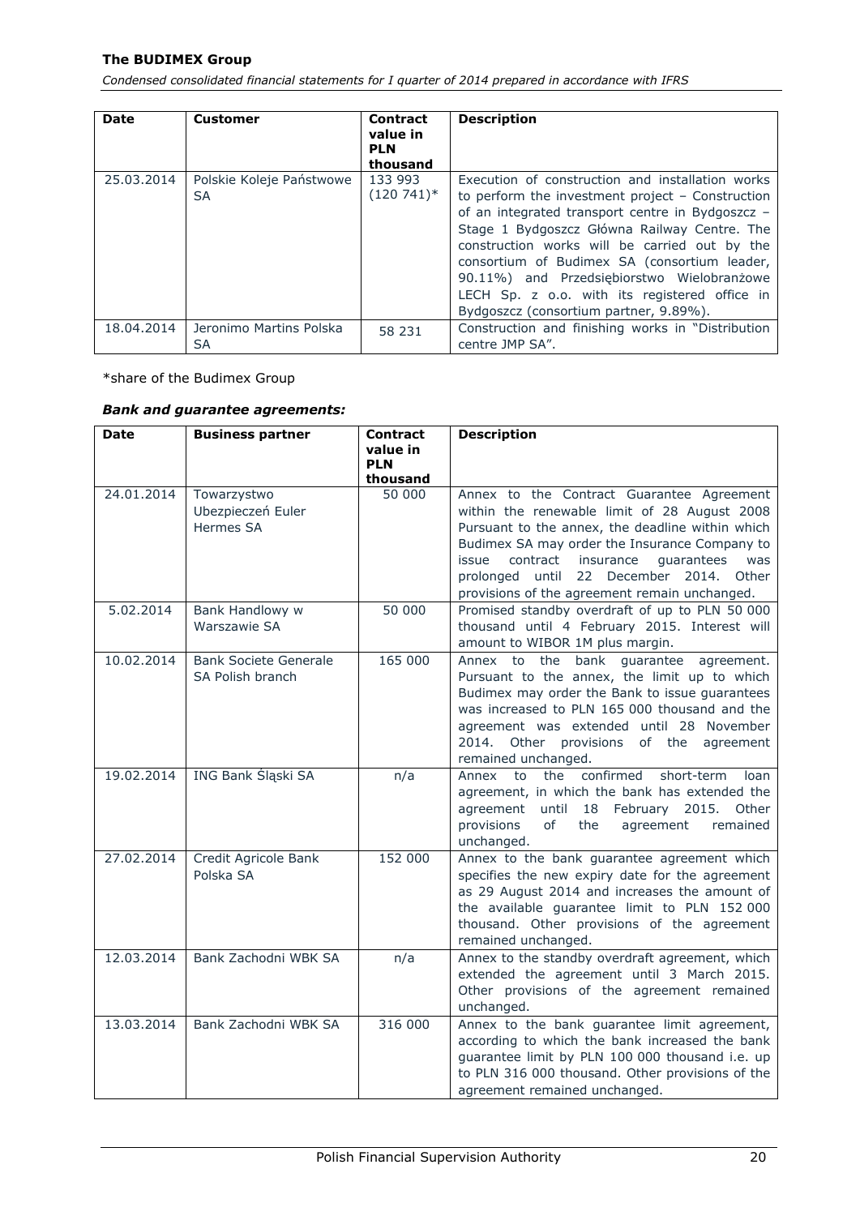| Date | Customer | Contract value in PLN thousand | Description |
|---|---|---|---|
| 25.03.2014 | Polskie Koleje Państwowe SA | 133 993 (120 741)* | Execution of construction and installation works to perform the investment project – Construction of an integrated transport centre in Bydgoszcz – Stage 1 Bydgoszcz Główna Railway Centre. The construction works will be carried out by the consortium of Budimex SA (consortium leader, 90.11%) and Przedsiębiorstwo Wielobranżowe LECH Sp. z o.o. with its registered office in Bydgoszcz (consortium partner, 9.89%). |
| 18.04.2014 | Jeronimo Martins Polska SA | 58 231 | Construction and finishing works in "Distribution centre JMP SA". |

*share of the Budimex Group

***Bank and guarantee agreements:***

| Date | Business partner | Contract value in PLN thousand | Description |
|---|---|---|---|
| 24.01.2014 | Towarzystwo Ubezpieczeń Euler Hermes SA | 50 000 | Annex to the Contract Guarantee Agreement within the renewable limit of 28 August 2008 Pursuant to the annex, the deadline within which Budimex SA may order the Insurance Company to issue contract insurance guarantees was prolonged until 22 December 2014. Other provisions of the agreement remain unchanged. |
| 5.02.2014 | Bank Handlowy w Warszawie SA | 50 000 | Promised standby overdraft of up to PLN 50 000 thousand until 4 February 2015. Interest will amount to WIBOR 1M plus margin. |
| 10.02.2014 | Bank Societe Generale SA Polish branch | 165 000 | Annex to the bank guarantee agreement. Pursuant to the annex, the limit up to which Budimex may order the Bank to issue guarantees was increased to PLN 165 000 thousand and the agreement was extended until 28 November 2014. Other provisions of the agreement remained unchanged. |
| 19.02.2014 | ING Bank Śląski SA | n/a | Annex to the confirmed short-term loan agreement, in which the bank has extended the agreement until 18 February 2015. Other provisions of the agreement remained unchanged. |
| 27.02.2014 | Credit Agricole Bank Polska SA | 152 000 | Annex to the bank guarantee agreement which specifies the new expiry date for the agreement as 29 August 2014 and increases the amount of the available guarantee limit to PLN 152 000 thousand. Other provisions of the agreement remained unchanged. |
| 12.03.2014 | Bank Zachodni WBK SA | n/a | Annex to the standby overdraft agreement, which extended the agreement until 3 March 2015. Other provisions of the agreement remained unchanged. |
| 13.03.2014 | Bank Zachodni WBK SA | 316 000 | Annex to the bank guarantee limit agreement, according to which the bank increased the bank guarantee limit by PLN 100 000 thousand i.e. up to PLN 316 000 thousand. Other provisions of the agreement remained unchanged. |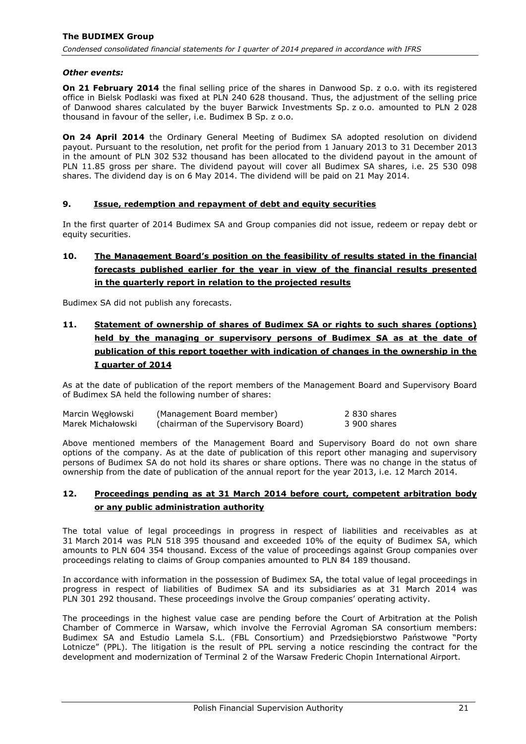*Other events:*

**On 21 February 2014** the final selling price of the shares in Danwood Sp. z o.o. with its registered office in Bielsk Podlaski was fixed at PLN 240 628 thousand. Thus, the adjustment of the selling price of Danwood shares calculated by the buyer Barwick Investments Sp. z o.o. amounted to PLN 2 028 thousand in favour of the seller, i.e. Budimex B Sp. z o.o.

**On 24 April 2014** the Ordinary General Meeting of Budimex SA adopted resolution on dividend payout. Pursuant to the resolution, net profit for the period from 1 January 2013 to 31 December 2013 in the amount of PLN 302 532 thousand has been allocated to the dividend payout in the amount of PLN 11.85 gross per share. The dividend payout will cover all Budimex SA shares, i.e. 25 530 098 shares. The dividend day is on 6 May 2014. The dividend will be paid on 21 May 2014.

## 9. Issue, redemption and repayment of debt and equity securities

In the first quarter of 2014 Budimex SA and Group companies did not issue, redeem or repay debt or equity securities.

## 10. The Management Board's position on the feasibility of results stated in the financial forecasts published earlier for the year in view of the financial results presented in the quarterly report in relation to the projected results

Budimex SA did not publish any forecasts.

## 11. Statement of ownership of shares of Budimex SA or rights to such shares (options) held by the managing or supervisory persons of Budimex SA as at the date of publication of this report together with indication of changes in the ownership in the I quarter of 2014

As at the date of publication of the report members of the Management Board and Supervisory Board of Budimex SA held the following number of shares:

| | | |
|---|---|---|
| Marcin Węgłowski | (Management Board member) | 2 830 shares |
| Marek Michałowski | (chairman of the Supervisory Board) | 3 900 shares |

Above mentioned members of the Management Board and Supervisory Board do not own share options of the company. As at the date of publication of this report other managing and supervisory persons of Budimex SA do not hold its shares or share options. There was no change in the status of ownership from the date of publication of the annual report for the year 2013, i.e. 12 March 2014.

## 12. Proceedings pending as at 31 March 2014 before court, competent arbitration body or any public administration authority

The total value of legal proceedings in progress in respect of liabilities and receivables as at 31 March 2014 was PLN 518 395 thousand and exceeded 10% of the equity of Budimex SA, which amounts to PLN 604 354 thousand. Excess of the value of proceedings against Group companies over proceedings relating to claims of Group companies amounted to PLN 84 189 thousand.

In accordance with information in the possession of Budimex SA, the total value of legal proceedings in progress in respect of liabilities of Budimex SA and its subsidiaries as at 31 March 2014 was PLN 301 292 thousand. These proceedings involve the Group companies' operating activity.

The proceedings in the highest value case are pending before the Court of Arbitration at the Polish Chamber of Commerce in Warsaw, which involve the Ferrovial Agroman SA consortium members: Budimex SA and Estudio Lamela S.L. (FBL Consortium) and Przedsiębiorstwo Państwowe "Porty Lotnicze" (PPL). The litigation is the result of PPL serving a notice rescinding the contract for the development and modernization of Terminal 2 of the Warsaw Frederic Chopin International Airport.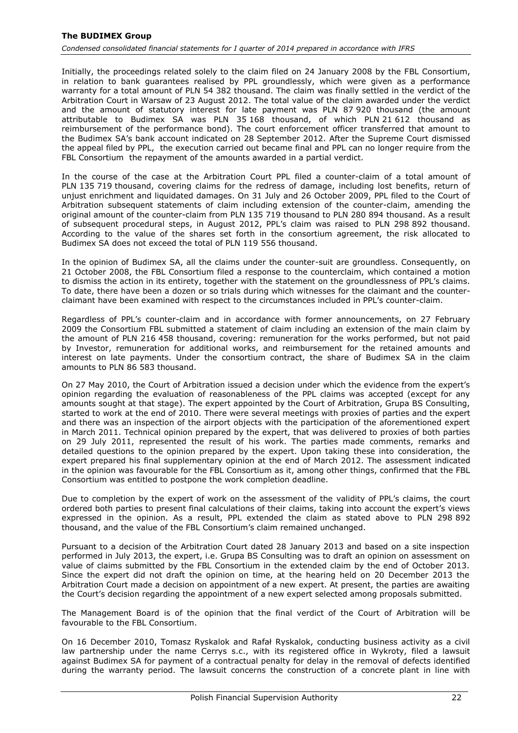Initially, the proceedings related solely to the claim filed on 24 January 2008 by the FBL Consortium, in relation to bank guarantees realised by PPL groundlessly, which were given as a performance warranty for a total amount of PLN 54 382 thousand. The claim was finally settled in the verdict of the Arbitration Court in Warsaw of 23 August 2012. The total value of the claim awarded under the verdict and the amount of statutory interest for late payment was PLN 87 920 thousand (the amount attributable to Budimex SA was PLN 35 168 thousand, of which PLN 21 612 thousand as reimbursement of the performance bond). The court enforcement officer transferred that amount to the Budimex SA's bank account indicated on 28 September 2012. After the Supreme Court dismissed the appeal filed by PPL, the execution carried out became final and PPL can no longer require from the FBL Consortium the repayment of the amounts awarded in a partial verdict.

In the course of the case at the Arbitration Court PPL filed a counter-claim of a total amount of PLN 135 719 thousand, covering claims for the redress of damage, including lost benefits, return of unjust enrichment and liquidated damages. On 31 July and 26 October 2009, PPL filed to the Court of Arbitration subsequent statements of claim including extension of the counter-claim, amending the original amount of the counter-claim from PLN 135 719 thousand to PLN 280 894 thousand. As a result of subsequent procedural steps, in August 2012, PPL's claim was raised to PLN 298 892 thousand. According to the value of the shares set forth in the consortium agreement, the risk allocated to Budimex SA does not exceed the total of PLN 119 556 thousand.

In the opinion of Budimex SA, all the claims under the counter-suit are groundless. Consequently, on 21 October 2008, the FBL Consortium filed a response to the counterclaim, which contained a motion to dismiss the action in its entirety, together with the statement on the groundlessness of PPL's claims. To date, there have been a dozen or so trials during which witnesses for the claimant and the counter-claimant have been examined with respect to the circumstances included in PPL's counter-claim.

Regardless of PPL's counter-claim and in accordance with former announcements, on 27 February 2009 the Consortium FBL submitted a statement of claim including an extension of the main claim by the amount of PLN 216 458 thousand, covering: remuneration for the works performed, but not paid by Investor, remuneration for additional works, and reimbursement for the retained amounts and interest on late payments. Under the consortium contract, the share of Budimex SA in the claim amounts to PLN 86 583 thousand.

On 27 May 2010, the Court of Arbitration issued a decision under which the evidence from the expert's opinion regarding the evaluation of reasonableness of the PPL claims was accepted (except for any amounts sought at that stage). The expert appointed by the Court of Arbitration, Grupa BS Consulting, started to work at the end of 2010. There were several meetings with proxies of parties and the expert and there was an inspection of the airport objects with the participation of the aforementioned expert in March 2011. Technical opinion prepared by the expert, that was delivered to proxies of both parties on 29 July 2011, represented the result of his work. The parties made comments, remarks and detailed questions to the opinion prepared by the expert. Upon taking these into consideration, the expert prepared his final supplementary opinion at the end of March 2012. The assessment indicated in the opinion was favourable for the FBL Consortium as it, among other things, confirmed that the FBL Consortium was entitled to postpone the work completion deadline.

Due to completion by the expert of work on the assessment of the validity of PPL's claims, the court ordered both parties to present final calculations of their claims, taking into account the expert's views expressed in the opinion. As a result, PPL extended the claim as stated above to PLN 298 892 thousand, and the value of the FBL Consortium's claim remained unchanged.

Pursuant to a decision of the Arbitration Court dated 28 January 2013 and based on a site inspection performed in July 2013, the expert, i.e. Grupa BS Consulting was to draft an opinion on assessment on value of claims submitted by the FBL Consortium in the extended claim by the end of October 2013. Since the expert did not draft the opinion on time, at the hearing held on 20 December 2013 the Arbitration Court made a decision on appointment of a new expert. At present, the parties are awaiting the Court's decision regarding the appointment of a new expert selected among proposals submitted.

The Management Board is of the opinion that the final verdict of the Court of Arbitration will be favourable to the FBL Consortium.

On 16 December 2010, Tomasz Ryskalok and Rafał Ryskalok, conducting business activity as a civil law partnership under the name Cerrys s.c., with its registered office in Wykroty, filed a lawsuit against Budimex SA for payment of a contractual penalty for delay in the removal of defects identified during the warranty period. The lawsuit concerns the construction of a concrete plant in line with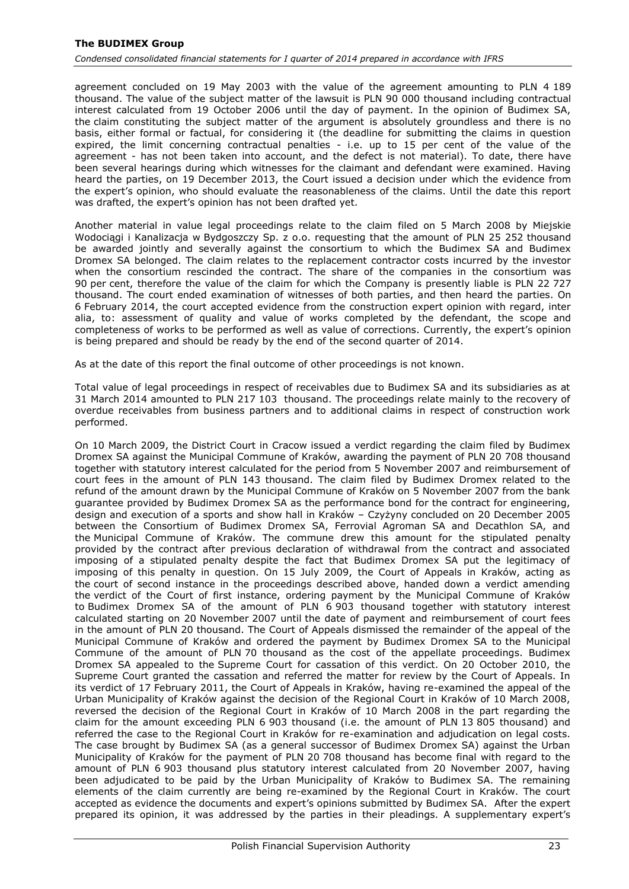agreement concluded on 19 May 2003 with the value of the agreement amounting to PLN 4 189 thousand. The value of the subject matter of the lawsuit is PLN 90 000 thousand including contractual interest calculated from 19 October 2006 until the day of payment. In the opinion of Budimex SA, the claim constituting the subject matter of the argument is absolutely groundless and there is no basis, either formal or factual, for considering it (the deadline for submitting the claims in question expired, the limit concerning contractual penalties - i.e. up to 15 per cent of the value of the agreement - has not been taken into account, and the defect is not material). To date, there have been several hearings during which witnesses for the claimant and defendant were examined. Having heard the parties, on 19 December 2013, the Court issued a decision under which the evidence from the expert's opinion, who should evaluate the reasonableness of the claims. Until the date this report was drafted, the expert's opinion has not been drafted yet.

Another material in value legal proceedings relate to the claim filed on 5 March 2008 by Miejskie Wodociągi i Kanalizacja w Bydgoszczy Sp. z o.o. requesting that the amount of PLN 25 252 thousand be awarded jointly and severally against the consortium to which the Budimex SA and Budimex Dromex SA belonged. The claim relates to the replacement contractor costs incurred by the investor when the consortium rescinded the contract. The share of the companies in the consortium was 90 per cent, therefore the value of the claim for which the Company is presently liable is PLN 22 727 thousand. The court ended examination of witnesses of both parties, and then heard the parties. On 6 February 2014, the court accepted evidence from the construction expert opinion with regard, inter alia, to: assessment of quality and value of works completed by the defendant, the scope and completeness of works to be performed as well as value of corrections. Currently, the expert's opinion is being prepared and should be ready by the end of the second quarter of 2014.

As at the date of this report the final outcome of other proceedings is not known.

Total value of legal proceedings in respect of receivables due to Budimex SA and its subsidiaries as at 31 March 2014 amounted to PLN 217 103 thousand. The proceedings relate mainly to the recovery of overdue receivables from business partners and to additional claims in respect of construction work performed.

On 10 March 2009, the District Court in Cracow issued a verdict regarding the claim filed by Budimex Dromex SA against the Municipal Commune of Kraków, awarding the payment of PLN 20 708 thousand together with statutory interest calculated for the period from 5 November 2007 and reimbursement of court fees in the amount of PLN 143 thousand. The claim filed by Budimex Dromex related to the refund of the amount drawn by the Municipal Commune of Kraków on 5 November 2007 from the bank guarantee provided by Budimex Dromex SA as the performance bond for the contract for engineering, design and execution of a sports and show hall in Kraków – Czyżyny concluded on 20 December 2005 between the Consortium of Budimex Dromex SA, Ferrovial Agroman SA and Decathlon SA, and the Municipal Commune of Kraków. The commune drew this amount for the stipulated penalty provided by the contract after previous declaration of withdrawal from the contract and associated imposing of a stipulated penalty despite the fact that Budimex Dromex SA put the legitimacy of imposing of this penalty in question. On 15 July 2009, the Court of Appeals in Kraków, acting as the court of second instance in the proceedings described above, handed down a verdict amending the verdict of the Court of first instance, ordering payment by the Municipal Commune of Kraków to Budimex Dromex SA of the amount of PLN 6 903 thousand together with statutory interest calculated starting on 20 November 2007 until the date of payment and reimbursement of court fees in the amount of PLN 20 thousand. The Court of Appeals dismissed the remainder of the appeal of the Municipal Commune of Kraków and ordered the payment by Budimex Dromex SA to the Municipal Commune of the amount of PLN 70 thousand as the cost of the appellate proceedings. Budimex Dromex SA appealed to the Supreme Court for cassation of this verdict. On 20 October 2010, the Supreme Court granted the cassation and referred the matter for review by the Court of Appeals. In its verdict of 17 February 2011, the Court of Appeals in Kraków, having re-examined the appeal of the Urban Municipality of Kraków against the decision of the Regional Court in Kraków of 10 March 2008, reversed the decision of the Regional Court in Kraków of 10 March 2008 in the part regarding the claim for the amount exceeding PLN 6 903 thousand (i.e. the amount of PLN 13 805 thousand) and referred the case to the Regional Court in Kraków for re-examination and adjudication on legal costs. The case brought by Budimex SA (as a general successor of Budimex Dromex SA) against the Urban Municipality of Kraków for the payment of PLN 20 708 thousand has become final with regard to the amount of PLN 6 903 thousand plus statutory interest calculated from 20 November 2007, having been adjudicated to be paid by the Urban Municipality of Kraków to Budimex SA. The remaining elements of the claim currently are being re-examined by the Regional Court in Kraków. The court accepted as evidence the documents and expert's opinions submitted by Budimex SA. After the expert prepared its opinion, it was addressed by the parties in their pleadings. A supplementary expert's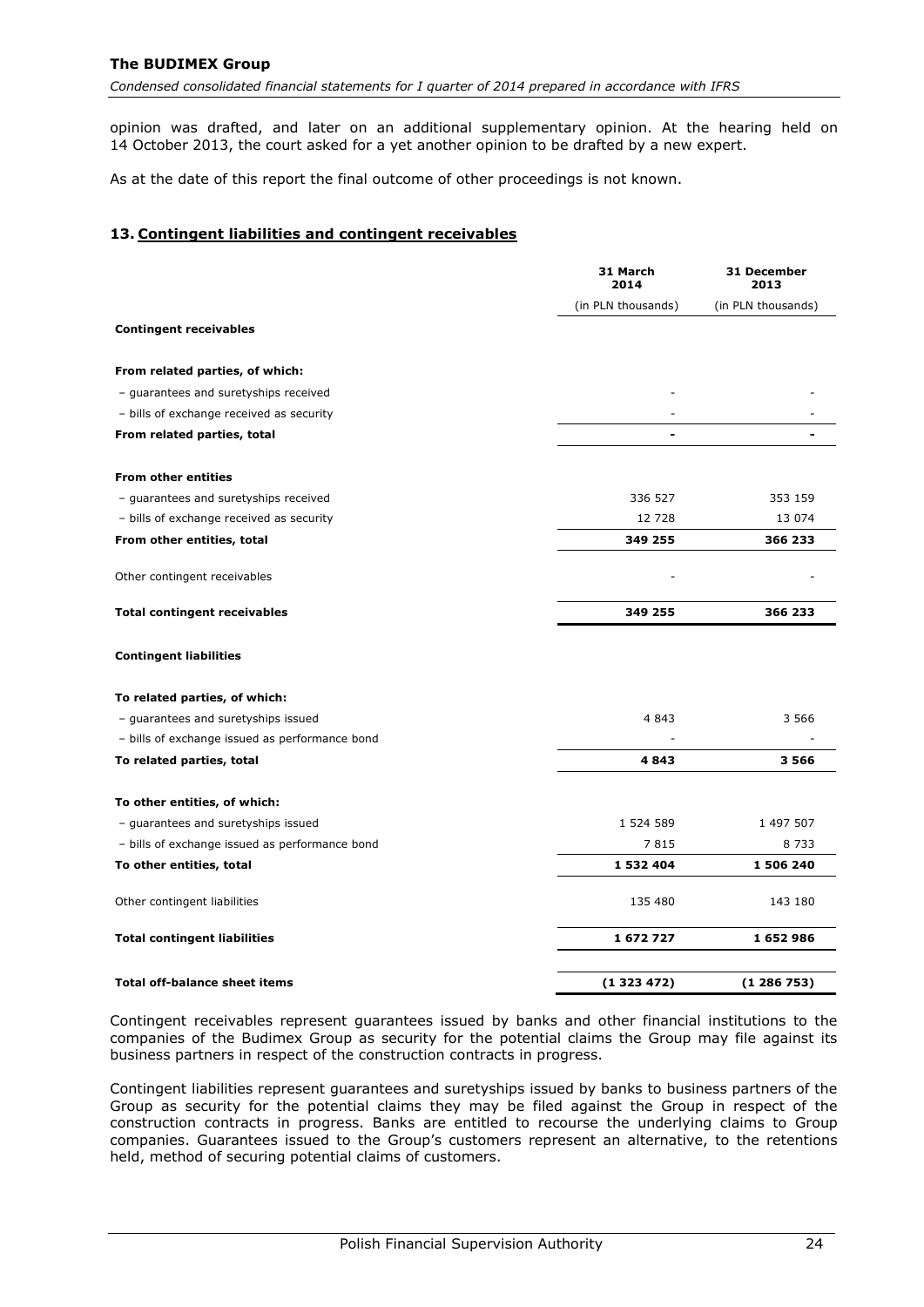opinion was drafted, and later on an additional supplementary opinion. At the hearing held on 14 October 2013, the court asked for a yet another opinion to be drafted by a new expert.

As at the date of this report the final outcome of other proceedings is not known.

## 13. Contingent liabilities and contingent receivables

| | 31 March 2014 | 31 December 2013 |
|---|---|---|
| | (in PLN thousands) | (in PLN thousands) |
| **Contingent receivables** | | |
| | | |
| **From related parties, of which:** | | |
| – guarantees and suretyships received | - | - |
| – bills of exchange received as security | - | - |
| **From related parties, total** | **-** | **-** |
| | | |
| **From other entities** | | |
| – guarantees and suretyships received | 336 527 | 353 159 |
| – bills of exchange received as security | 12 728 | 13 074 |
| **From other entities, total** | **349 255** | **366 233** |
| | | |
| Other contingent receivables | - | - |
| | | |
| **Total contingent receivables** | **349 255** | **366 233** |
| | | |
| **Contingent liabilities** | | |
| | | |
| **To related parties, of which:** | | |
| – guarantees and suretyships issued | 4 843 | 3 566 |
| – bills of exchange issued as performance bond | - | - |
| **To related parties, total** | **4 843** | **3 566** |
| | | |
| **To other entities, of which:** | | |
| – guarantees and suretyships issued | 1 524 589 | 1 497 507 |
| – bills of exchange issued as performance bond | 7 815 | 8 733 |
| **To other entities, total** | **1 532 404** | **1 506 240** |
| | | |
| Other contingent liabilities | 135 480 | 143 180 |
| | | |
| **Total contingent liabilities** | **1 672 727** | **1 652 986** |
| | | |
| **Total off-balance sheet items** | **(1 323 472)** | **(1 286 753)** |

Contingent receivables represent guarantees issued by banks and other financial institutions to the companies of the Budimex Group as security for the potential claims the Group may file against its business partners in respect of the construction contracts in progress.

Contingent liabilities represent guarantees and suretyships issued by banks to business partners of the Group as security for the potential claims they may be filed against the Group in respect of the construction contracts in progress. Banks are entitled to recourse the underlying claims to Group companies. Guarantees issued to the Group's customers represent an alternative, to the retentions held, method of securing potential claims of customers.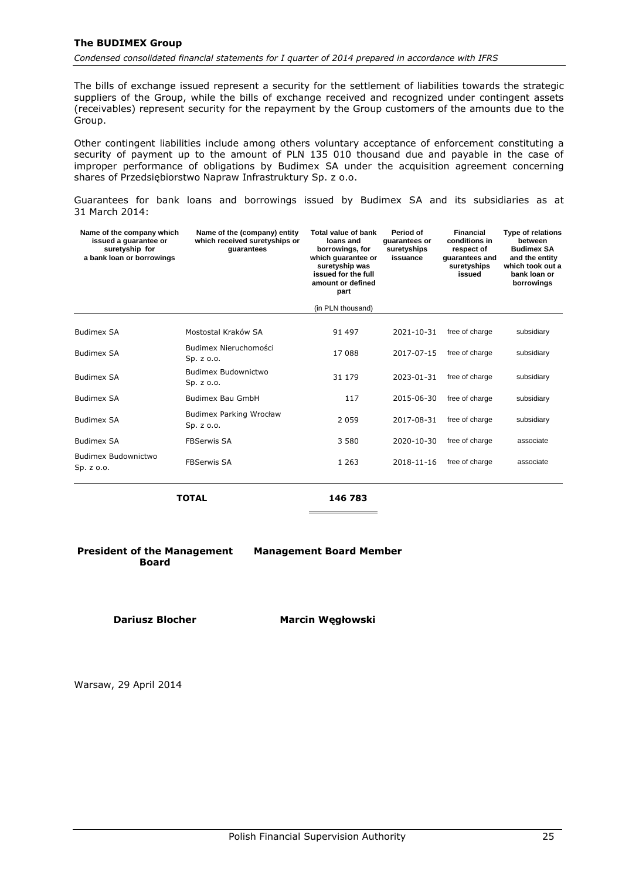The bills of exchange issued represent a security for the settlement of liabilities towards the strategic suppliers of the Group, while the bills of exchange received and recognized under contingent assets (receivables) represent security for the repayment by the Group customers of the amounts due to the Group.

Other contingent liabilities include among others voluntary acceptance of enforcement constituting a security of payment up to the amount of PLN 135 010 thousand due and payable in the case of improper performance of obligations by Budimex SA under the acquisition agreement concerning shares of Przedsiębiorstwo Napraw Infrastruktury Sp. z o.o.

Guarantees for bank loans and borrowings issued by Budimex SA and its subsidiaries as at 31 March 2014:

| Name of the company which issued a guarantee or suretyship for a bank loan or borrowings | Name of the (company) entity which received suretyships or guarantees | Total value of bank loans and borrowings, for which guarantee or suretyship was issued for the full amount or defined part (in PLN thousand) | Period of guarantees or suretyships issuance | Financial conditions in respect of guarantees and suretyships issued | Type of relations between Budimex SA and the entity which took out a bank loan or borrowings |
|---|---|---|---|---|---|
| Budimex SA | Mostostal Kraków SA | 91 497 | 2021-10-31 | free of charge | subsidiary |
| Budimex SA | Budimex Nieruchomości Sp. z o.o. | 17 088 | 2017-07-15 | free of charge | subsidiary |
| Budimex SA | Budimex Budownictwo Sp. z o.o. | 31 179 | 2023-01-31 | free of charge | subsidiary |
| Budimex SA | Budimex Bau GmbH | 117 | 2015-06-30 | free of charge | subsidiary |
| Budimex SA | Budimex Parking Wrocław Sp. z o.o. | 2 059 | 2017-08-31 | free of charge | subsidiary |
| Budimex SA | FBSerwis SA | 3 580 | 2020-10-30 | free of charge | associate |
| Budimex Budownictwo Sp. z o.o. | FBSerwis SA | 1 263 | 2018-11-16 | free of charge | associate |
| | **TOTAL** | **146 783** | | | |

**President of the Management Board**

**Management Board Member**

**Dariusz Blocher**

**Marcin Węgłowski**

Warsaw, 29 April 2014